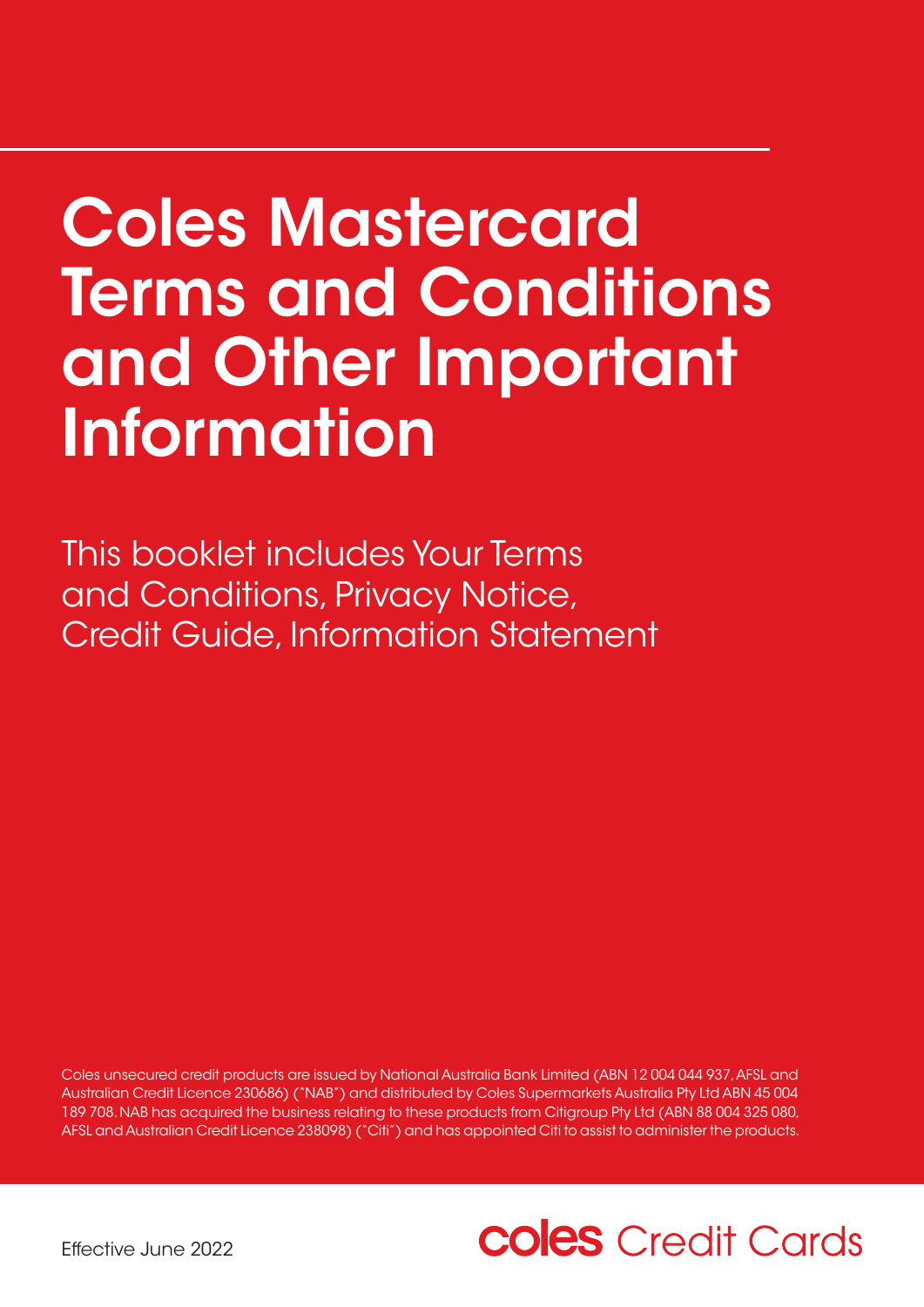# Coles Mastercard Terms and Conditions and Other Important Information

This booklet includes Your Terms and Conditions, Privacy Notice, Credit Guide, Information Statement

Coles unsecured credit products are issued by National Australia Bank Limited (ABN 12 004 044 937, AFSL and Australian Credit Licence 230686) ("NAB") and distributed by Coles Supermarkets Australia Pty Ltd ABN 45 004 189 708. NAB has acquired the business relating to these products from Citigroup Pty Ltd (ABN 88 004 325 080, AFSL and Australian Credit Licence 238098) ("Citi") and has appointed Citi to assist to administer the products.

Effective June 2022

coles Credit Cards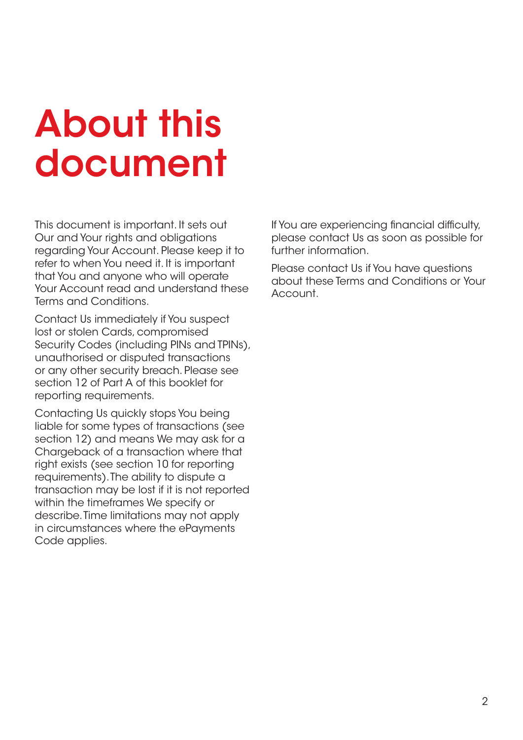# About this document

This document is important. It sets out Our and Your rights and obligations regarding Your Account. Please keep it to refer to when You need it. It is important that You and anyone who will operate Your Account read and understand these Terms and Conditions.

Contact Us immediately if You suspect lost or stolen Cards, compromised Security Codes (including PINs and TPINs), unauthorised or disputed transactions or any other security breach. Please see section 12 of Part A of this booklet for reporting requirements.

Contacting Us quickly stops You being liable for some types of transactions (see section 12) and means We may ask for a Chargeback of a transaction where that right exists (see section 10 for reporting requirements). The ability to dispute a transaction may be lost if it is not reported within the timeframes We specify or describe. Time limitations may not apply in circumstances where the ePayments Code applies.

If You are experiencing financial difficulty, please contact Us as soon as possible for further information.

Please contact Us if You have questions about these Terms and Conditions or Your Account.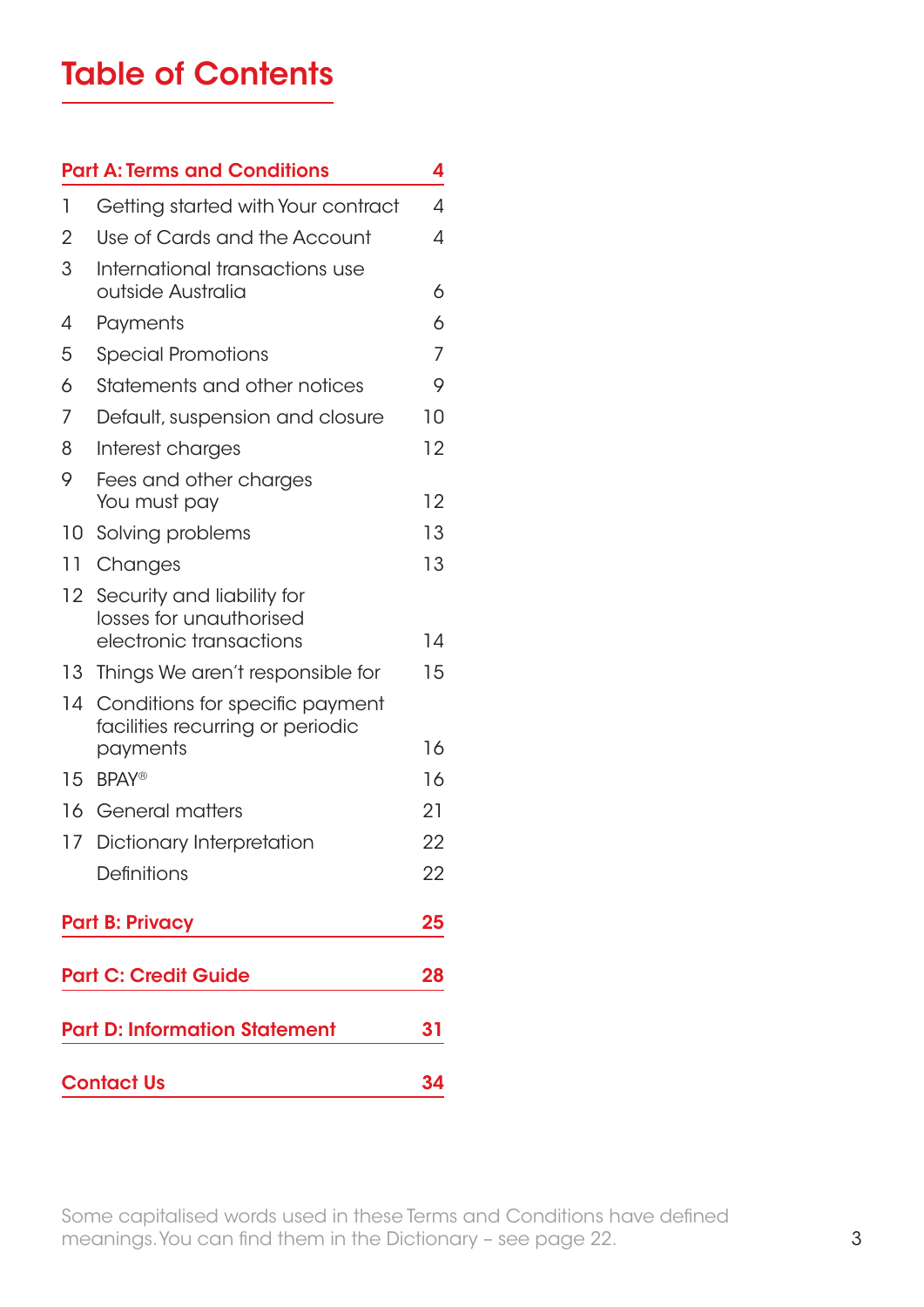# Table of Contents

| Part A: Terms and Conditions | | 4 |
|---|---|---|
| 1 | Getting started with Your contract | 4 |
| 2 | Use of Cards and the Account | 4 |
| 3 | International transactions use outside Australia | 6 |
| 4 | Payments | 6 |
| 5 | Special Promotions | 7 |
| 6 | Statements and other notices | 9 |
| 7 | Default, suspension and closure | 10 |
| 8 | Interest charges | 12 |
| 9 | Fees and other charges You must pay | 12 |
| 10 | Solving problems | 13 |
| 11 | Changes | 13 |
| 12 | Security and liability for losses for unauthorised electronic transactions | 14 |
| 13 | Things We aren't responsible for | 15 |
| 14 | Conditions for specific payment facilities recurring or periodic payments | 16 |
| 15 | BPAY® | 16 |
| 16 | General matters | 21 |
| 17 | Dictionary Interpretation | 22 |
| | Definitions | 22 |

| Part B: Privacy | 25 |
|---|---|

| Part C: Credit Guide | 28 |
|---|---|

| Part D: Information Statement | 31 |
|---|---|

| Contact Us | 34 |
|---|---|

Some capitalised words used in these Terms and Conditions have defined meanings. You can find them in the Dictionary – see page 22.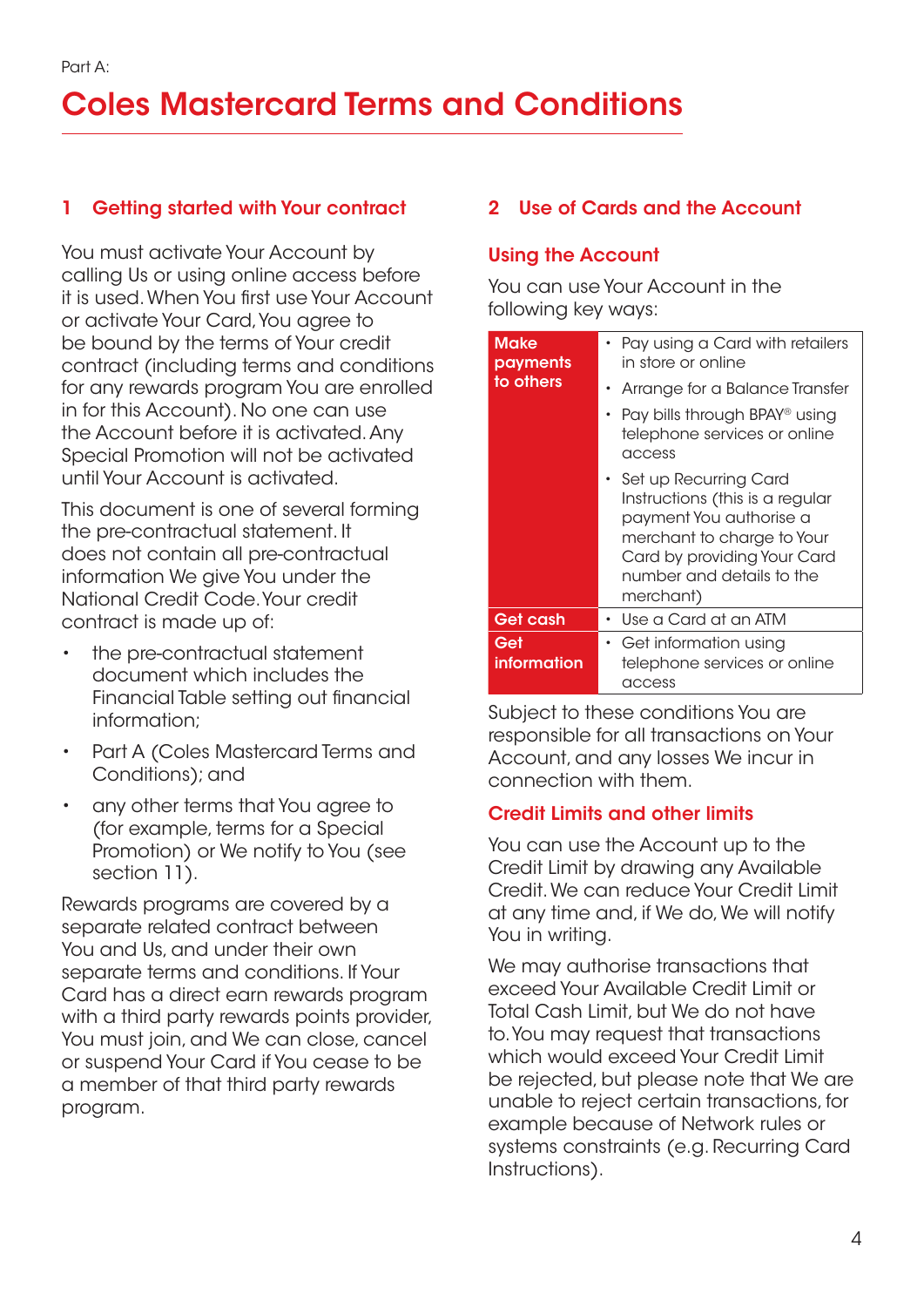Part A:

# Coles Mastercard Terms and Conditions

## 1 Getting started with Your contract

You must activate Your Account by calling Us or using online access before it is used. When You first use Your Account or activate Your Card, You agree to be bound by the terms of Your credit contract (including terms and conditions for any rewards program You are enrolled in for this Account). No one can use the Account before it is activated. Any Special Promotion will not be activated until Your Account is activated.

This document is one of several forming the pre-contractual statement. It does not contain all pre-contractual information We give You under the National Credit Code. Your credit contract is made up of:

- the pre-contractual statement document which includes the Financial Table setting out financial information;
- Part A (Coles Mastercard Terms and Conditions); and
- any other terms that You agree to (for example, terms for a Special Promotion) or We notify to You (see section 11).

Rewards programs are covered by a separate related contract between You and Us, and under their own separate terms and conditions. If Your Card has a direct earn rewards program with a third party rewards points provider, You must join, and We can close, cancel or suspend Your Card if You cease to be a member of that third party rewards program.

## 2 Use of Cards and the Account

### Using the Account

You can use Your Account in the following key ways:

| | |
|---|---|
| **Make payments to others** | • Pay using a Card with retailers in store or online<br>• Arrange for a Balance Transfer<br>• Pay bills through BPAY® using telephone services or online access<br>• Set up Recurring Card Instructions (this is a regular payment You authorise a merchant to charge to Your Card by providing Your Card number and details to the merchant) |
| **Get cash** | • Use a Card at an ATM |
| **Get information** | • Get information using telephone services or online access |

Subject to these conditions You are responsible for all transactions on Your Account, and any losses We incur in connection with them.

### Credit Limits and other limits

You can use the Account up to the Credit Limit by drawing any Available Credit. We can reduce Your Credit Limit at any time and, if We do, We will notify You in writing.

We may authorise transactions that exceed Your Available Credit Limit or Total Cash Limit, but We do not have to. You may request that transactions which would exceed Your Credit Limit be rejected, but please note that We are unable to reject certain transactions, for example because of Network rules or systems constraints (e.g. Recurring Card Instructions).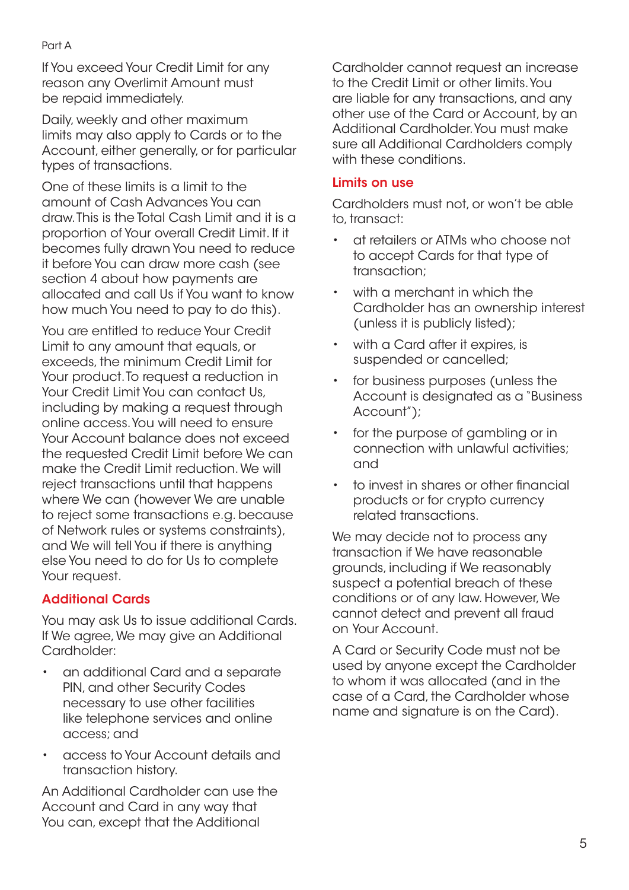If You exceed Your Credit Limit for any reason any Overlimit Amount must be repaid immediately.

Daily, weekly and other maximum limits may also apply to Cards or to the Account, either generally, or for particular types of transactions.

One of these limits is a limit to the amount of Cash Advances You can draw. This is the Total Cash Limit and it is a proportion of Your overall Credit Limit. If it becomes fully drawn You need to reduce it before You can draw more cash (see section 4 about how payments are allocated and call Us if You want to know how much You need to pay to do this).

You are entitled to reduce Your Credit Limit to any amount that equals, or exceeds, the minimum Credit Limit for Your product. To request a reduction in Your Credit Limit You can contact Us, including by making a request through online access. You will need to ensure Your Account balance does not exceed the requested Credit Limit before We can make the Credit Limit reduction. We will reject transactions until that happens where We can (however We are unable to reject some transactions e.g. because of Network rules or systems constraints), and We will tell You if there is anything else You need to do for Us to complete Your request.

## Additional Cards

You may ask Us to issue additional Cards. If We agree, We may give an Additional Cardholder:

- an additional Card and a separate PIN, and other Security Codes necessary to use other facilities like telephone services and online access; and
- access to Your Account details and transaction history.

An Additional Cardholder can use the Account and Card in any way that You can, except that the Additional Cardholder cannot request an increase to the Credit Limit or other limits. You are liable for any transactions, and any other use of the Card or Account, by an Additional Cardholder. You must make sure all Additional Cardholders comply with these conditions.

## Limits on use

Cardholders must not, or won't be able to, transact:

- at retailers or ATMs who choose not to accept Cards for that type of transaction;
- with a merchant in which the Cardholder has an ownership interest (unless it is publicly listed);
- with a Card after it expires, is suspended or cancelled;
- for business purposes (unless the Account is designated as a "Business Account");
- for the purpose of gambling or in connection with unlawful activities; and
- to invest in shares or other financial products or for crypto currency related transactions.

We may decide not to process any transaction if We have reasonable grounds, including if We reasonably suspect a potential breach of these conditions or of any law. However, We cannot detect and prevent all fraud on Your Account.

A Card or Security Code must not be used by anyone except the Cardholder to whom it was allocated (and in the case of a Card, the Cardholder whose name and signature is on the Card).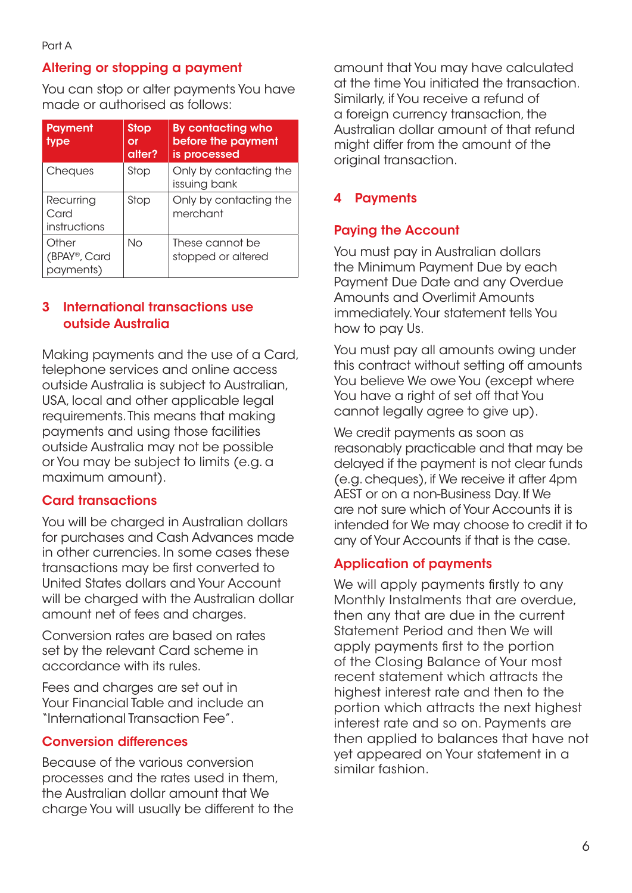Part A

## Altering or stopping a payment

You can stop or alter payments You have made or authorised as follows:

| Payment type | Stop or alter? | By contacting who before the payment is processed |
|---|---|---|
| Cheques | Stop | Only by contacting the issuing bank |
| Recurring Card instructions | Stop | Only by contacting the merchant |
| Other (BPAY®, Card payments) | No | These cannot be stopped or altered |

## 3 International transactions use outside Australia

Making payments and the use of a Card, telephone services and online access outside Australia is subject to Australian, USA, local and other applicable legal requirements. This means that making payments and using those facilities outside Australia may not be possible or You may be subject to limits (e.g. a maximum amount).

### Card transactions

You will be charged in Australian dollars for purchases and Cash Advances made in other currencies. In some cases these transactions may be first converted to United States dollars and Your Account will be charged with the Australian dollar amount net of fees and charges.

Conversion rates are based on rates set by the relevant Card scheme in accordance with its rules.

Fees and charges are set out in Your Financial Table and include an "International Transaction Fee".

### Conversion differences

Because of the various conversion processes and the rates used in them, the Australian dollar amount that We charge You will usually be different to the amount that You may have calculated at the time You initiated the transaction. Similarly, if You receive a refund of a foreign currency transaction, the Australian dollar amount of that refund might differ from the amount of the original transaction.

## 4 Payments

### Paying the Account

You must pay in Australian dollars the Minimum Payment Due by each Payment Due Date and any Overdue Amounts and Overlimit Amounts immediately. Your statement tells You how to pay Us.

You must pay all amounts owing under this contract without setting off amounts You believe We owe You (except where You have a right of set off that You cannot legally agree to give up).

We credit payments as soon as reasonably practicable and that may be delayed if the payment is not clear funds (e.g. cheques), if We receive it after 4pm AEST or on a non-Business Day. If We are not sure which of Your Accounts it is intended for We may choose to credit it to any of Your Accounts if that is the case.

### Application of payments

We will apply payments firstly to any Monthly Instalments that are overdue, then any that are due in the current Statement Period and then We will apply payments first to the portion of the Closing Balance of Your most recent statement which attracts the highest interest rate and then to the portion which attracts the next highest interest rate and so on. Payments are then applied to balances that have not yet appeared on Your statement in a similar fashion.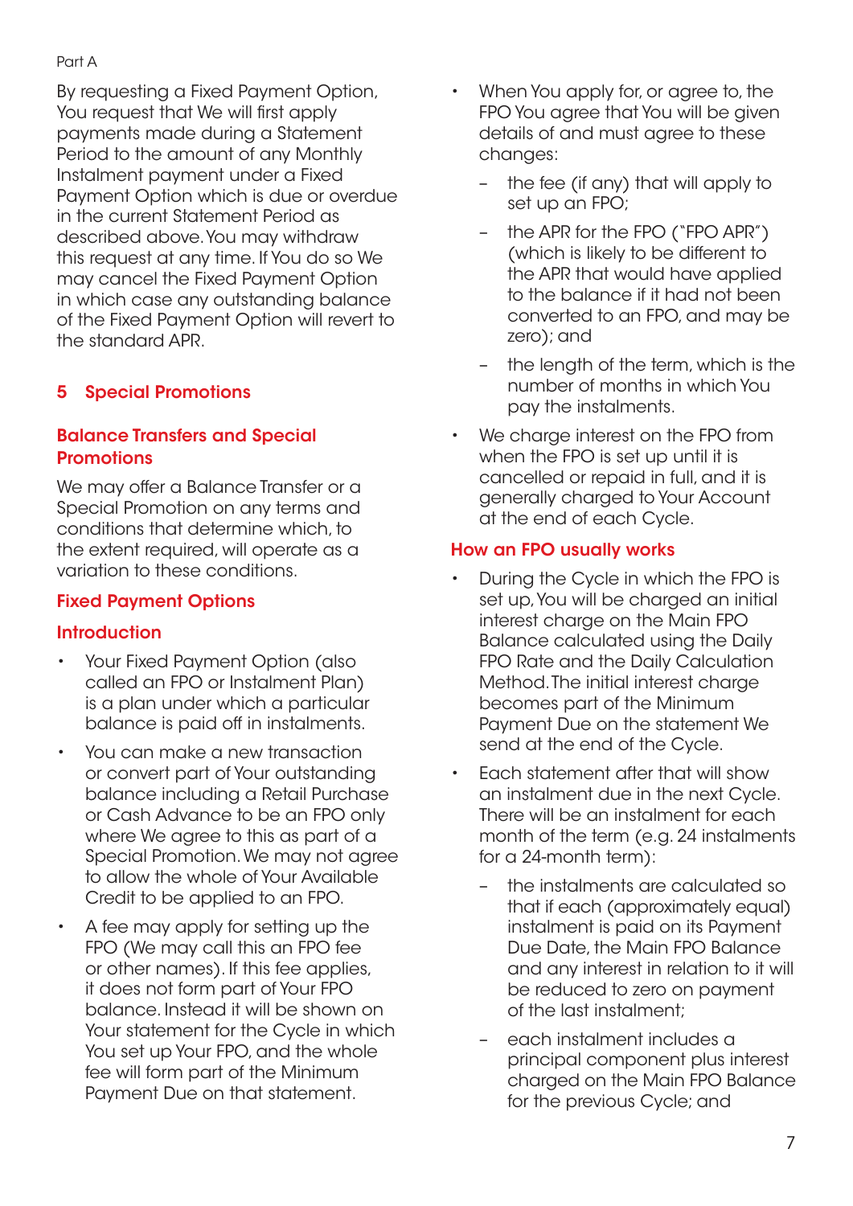By requesting a Fixed Payment Option, You request that We will first apply payments made during a Statement Period to the amount of any Monthly Instalment payment under a Fixed Payment Option which is due or overdue in the current Statement Period as described above. You may withdraw this request at any time. If You do so We may cancel the Fixed Payment Option in which case any outstanding balance of the Fixed Payment Option will revert to the standard APR.

## 5 Special Promotions

### Balance Transfers and Special Promotions

We may offer a Balance Transfer or a Special Promotion on any terms and conditions that determine which, to the extent required, will operate as a variation to these conditions.

### Fixed Payment Options

### Introduction

- Your Fixed Payment Option (also called an FPO or Instalment Plan) is a plan under which a particular balance is paid off in instalments.
- You can make a new transaction or convert part of Your outstanding balance including a Retail Purchase or Cash Advance to be an FPO only where We agree to this as part of a Special Promotion. We may not agree to allow the whole of Your Available Credit to be applied to an FPO.
- A fee may apply for setting up the FPO (We may call this an FPO fee or other names). If this fee applies, it does not form part of Your FPO balance. Instead it will be shown on Your statement for the Cycle in which You set up Your FPO, and the whole fee will form part of the Minimum Payment Due on that statement.
- When You apply for, or agree to, the FPO You agree that You will be given details of and must agree to these changes:
  - the fee (if any) that will apply to set up an FPO;
  - the APR for the FPO ("FPO APR") (which is likely to be different to the APR that would have applied to the balance if it had not been converted to an FPO, and may be zero); and
  - the length of the term, which is the number of months in which You pay the instalments.
- We charge interest on the FPO from when the FPO is set up until it is cancelled or repaid in full, and it is generally charged to Your Account at the end of each Cycle.

### How an FPO usually works

- During the Cycle in which the FPO is set up, You will be charged an initial interest charge on the Main FPO Balance calculated using the Daily FPO Rate and the Daily Calculation Method. The initial interest charge becomes part of the Minimum Payment Due on the statement We send at the end of the Cycle.
- Each statement after that will show an instalment due in the next Cycle. There will be an instalment for each month of the term (e.g. 24 instalments for a 24-month term):
  - the instalments are calculated so that if each (approximately equal) instalment is paid on its Payment Due Date, the Main FPO Balance and any interest in relation to it will be reduced to zero on payment of the last instalment;
  - each instalment includes a principal component plus interest charged on the Main FPO Balance for the previous Cycle; and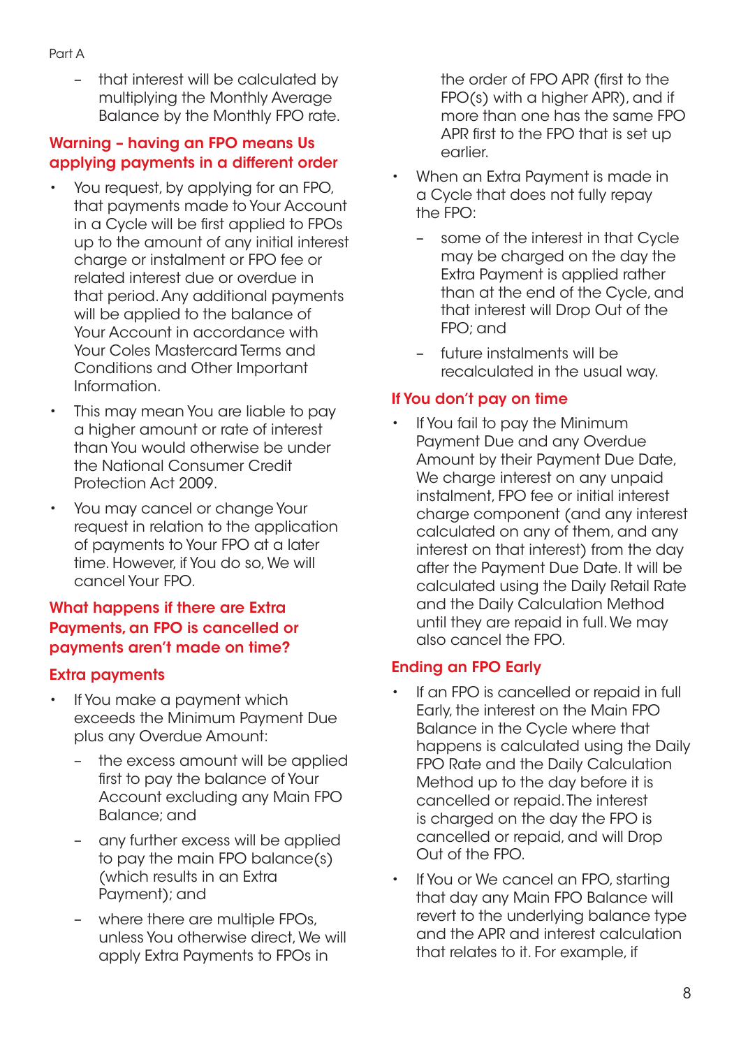- that interest will be calculated by multiplying the Monthly Average Balance by the Monthly FPO rate.

## Warning – having an FPO means Us applying payments in a different order

- You request, by applying for an FPO, that payments made to Your Account in a Cycle will be first applied to FPOs up to the amount of any initial interest charge or instalment or FPO fee or related interest due or overdue in that period. Any additional payments will be applied to the balance of Your Account in accordance with Your Coles Mastercard Terms and Conditions and Other Important Information.
- This may mean You are liable to pay a higher amount or rate of interest than You would otherwise be under the National Consumer Credit Protection Act 2009.
- You may cancel or change Your request in relation to the application of payments to Your FPO at a later time. However, if You do so, We will cancel Your FPO.

## What happens if there are Extra Payments, an FPO is cancelled or payments aren't made on time?

### Extra payments

- If You make a payment which exceeds the Minimum Payment Due plus any Overdue Amount:
  - the excess amount will be applied first to pay the balance of Your Account excluding any Main FPO Balance; and
  - any further excess will be applied to pay the main FPO balance(s) (which results in an Extra Payment); and
  - where there are multiple FPOs, unless You otherwise direct, We will apply Extra Payments to FPOs in the order of FPO APR (first to the FPO(s) with a higher APR), and if more than one has the same FPO APR first to the FPO that is set up earlier.
- When an Extra Payment is made in a Cycle that does not fully repay the FPO:
  - some of the interest in that Cycle may be charged on the day the Extra Payment is applied rather than at the end of the Cycle, and that interest will Drop Out of the FPO; and
  - future instalments will be recalculated in the usual way.

### If You don't pay on time

- If You fail to pay the Minimum Payment Due and any Overdue Amount by their Payment Due Date, We charge interest on any unpaid instalment, FPO fee or initial interest charge component (and any interest calculated on any of them, and any interest on that interest) from the day after the Payment Due Date. It will be calculated using the Daily Retail Rate and the Daily Calculation Method until they are repaid in full. We may also cancel the FPO.

### Ending an FPO Early

- If an FPO is cancelled or repaid in full Early, the interest on the Main FPO Balance in the Cycle where that happens is calculated using the Daily FPO Rate and the Daily Calculation Method up to the day before it is cancelled or repaid. The interest is charged on the day the FPO is cancelled or repaid, and will Drop Out of the FPO.
- If You or We cancel an FPO, starting that day any Main FPO Balance will revert to the underlying balance type and the APR and interest calculation that relates to it. For example, if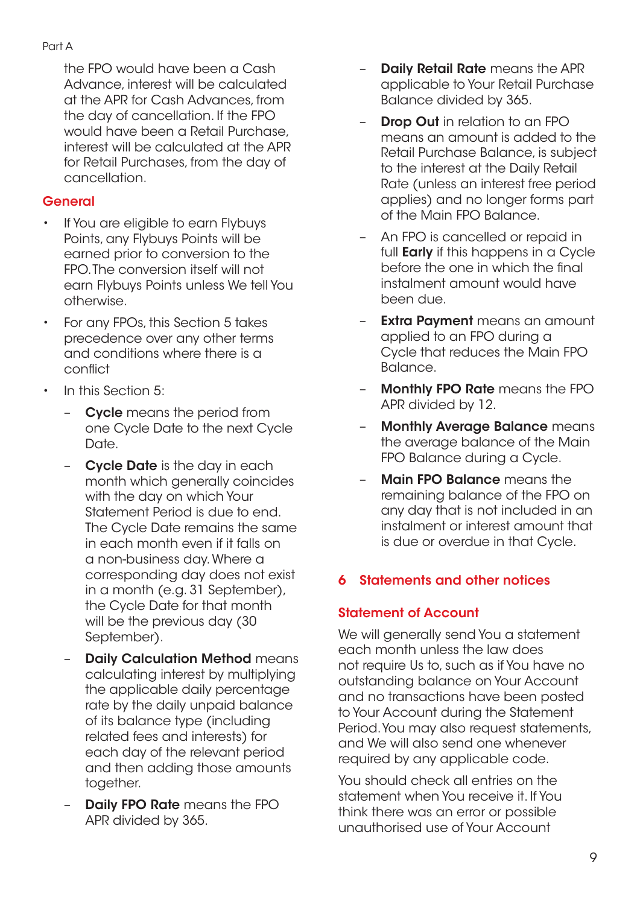the FPO would have been a Cash Advance, interest will be calculated at the APR for Cash Advances, from the day of cancellation. If the FPO would have been a Retail Purchase, interest will be calculated at the APR for Retail Purchases, from the day of cancellation.

## General

- If You are eligible to earn Flybuys Points, any Flybuys Points will be earned prior to conversion to the FPO. The conversion itself will not earn Flybuys Points unless We tell You otherwise.
- For any FPOs, this Section 5 takes precedence over any other terms and conditions where there is a conflict
- In this Section 5:
  - **Cycle** means the period from one Cycle Date to the next Cycle Date.
  - **Cycle Date** is the day in each month which generally coincides with the day on which Your Statement Period is due to end. The Cycle Date remains the same in each month even if it falls on a non-business day. Where a corresponding day does not exist in a month (e.g. 31 September), the Cycle Date for that month will be the previous day (30 September).
  - **Daily Calculation Method** means calculating interest by multiplying the applicable daily percentage rate by the daily unpaid balance of its balance type (including related fees and interests) for each day of the relevant period and then adding those amounts together.
  - **Daily FPO Rate** means the FPO APR divided by 365.
  - **Daily Retail Rate** means the APR applicable to Your Retail Purchase Balance divided by 365.
  - **Drop Out** in relation to an FPO means an amount is added to the Retail Purchase Balance, is subject to the interest at the Daily Retail Rate (unless an interest free period applies) and no longer forms part of the Main FPO Balance.
  - An FPO is cancelled or repaid in full **Early** if this happens in a Cycle before the one in which the final instalment amount would have been due.
  - **Extra Payment** means an amount applied to an FPO during a Cycle that reduces the Main FPO Balance.
  - **Monthly FPO Rate** means the FPO APR divided by 12.
  - **Monthly Average Balance** means the average balance of the Main FPO Balance during a Cycle.
  - **Main FPO Balance** means the remaining balance of the FPO on any day that is not included in an instalment or interest amount that is due or overdue in that Cycle.

## 6 Statements and other notices

### Statement of Account

We will generally send You a statement each month unless the law does not require Us to, such as if You have no outstanding balance on Your Account and no transactions have been posted to Your Account during the Statement Period. You may also request statements, and We will also send one whenever required by any applicable code.

You should check all entries on the statement when You receive it. If You think there was an error or possible unauthorised use of Your Account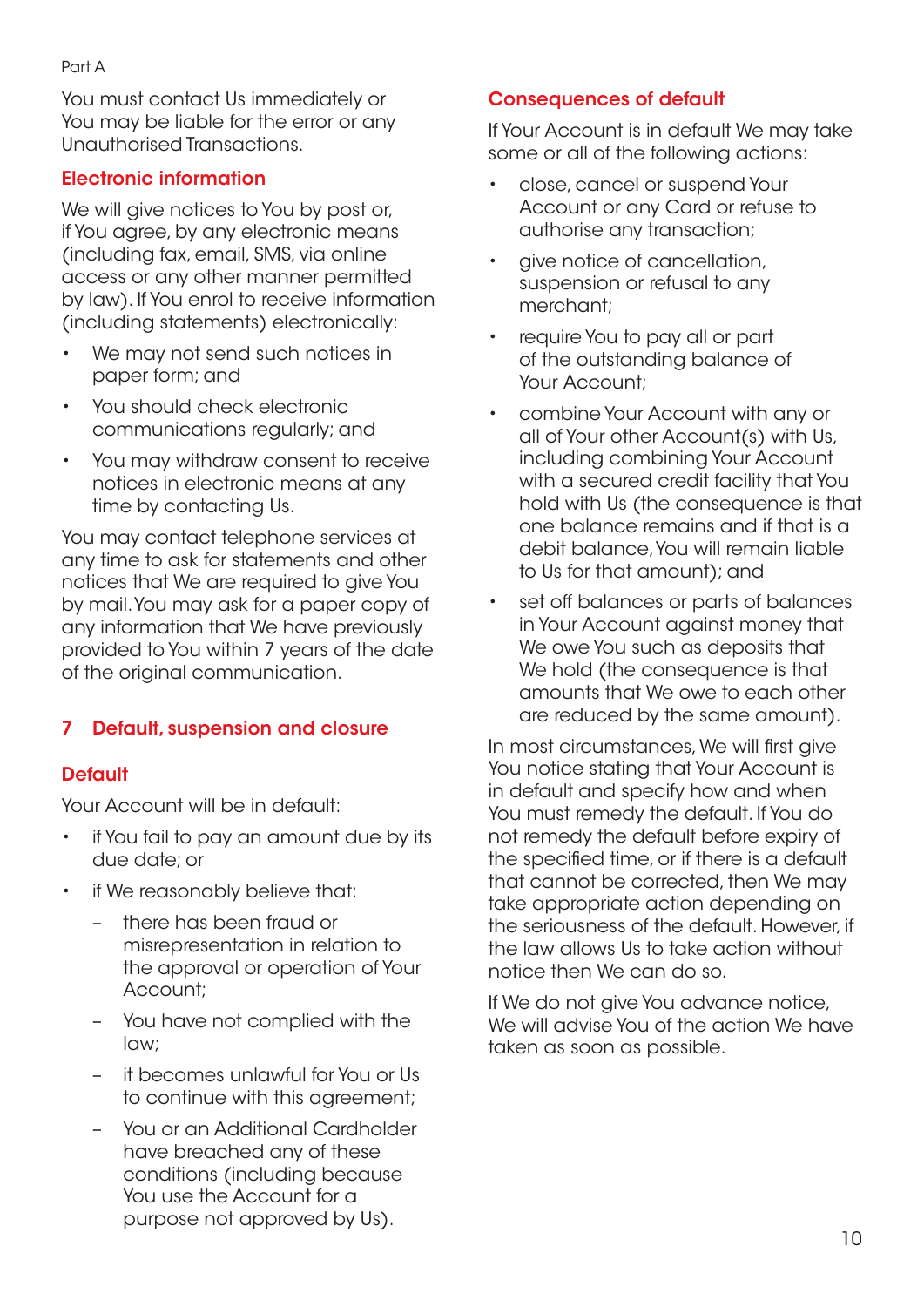You must contact Us immediately or You may be liable for the error or any Unauthorised Transactions.

### Electronic information

We will give notices to You by post or, if You agree, by any electronic means (including fax, email, SMS, via online access or any other manner permitted by law). If You enrol to receive information (including statements) electronically:

- We may not send such notices in paper form; and
- You should check electronic communications regularly; and
- You may withdraw consent to receive notices in electronic means at any time by contacting Us.

You may contact telephone services at any time to ask for statements and other notices that We are required to give You by mail. You may ask for a paper copy of any information that We have previously provided to You within 7 years of the date of the original communication.

## 7 Default, suspension and closure

### Default

Your Account will be in default:

- if You fail to pay an amount due by its due date; or
- if We reasonably believe that:
  - there has been fraud or misrepresentation in relation to the approval or operation of Your Account;
  - You have not complied with the law;
  - it becomes unlawful for You or Us to continue with this agreement;
  - You or an Additional Cardholder have breached any of these conditions (including because You use the Account for a purpose not approved by Us).

### Consequences of default

If Your Account is in default We may take some or all of the following actions:

- close, cancel or suspend Your Account or any Card or refuse to authorise any transaction;
- give notice of cancellation, suspension or refusal to any merchant;
- require You to pay all or part of the outstanding balance of Your Account;
- combine Your Account with any or all of Your other Account(s) with Us, including combining Your Account with a secured credit facility that You hold with Us (the consequence is that one balance remains and if that is a debit balance, You will remain liable to Us for that amount); and
- set off balances or parts of balances in Your Account against money that We owe You such as deposits that We hold (the consequence is that amounts that We owe to each other are reduced by the same amount).

In most circumstances, We will first give You notice stating that Your Account is in default and specify how and when You must remedy the default. If You do not remedy the default before expiry of the specified time, or if there is a default that cannot be corrected, then We may take appropriate action depending on the seriousness of the default. However, if the law allows Us to take action without notice then We can do so.

If We do not give You advance notice, We will advise You of the action We have taken as soon as possible.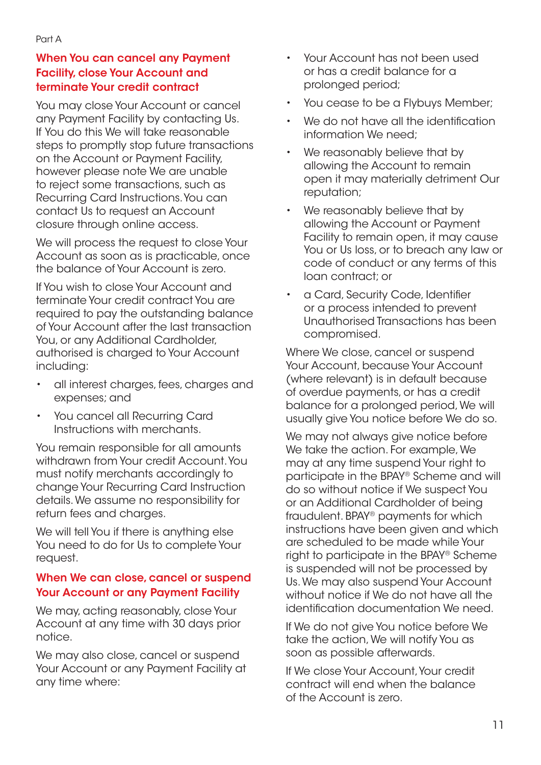## When You can cancel any Payment Facility, close Your Account and terminate Your credit contract

You may close Your Account or cancel any Payment Facility by contacting Us. If You do this We will take reasonable steps to promptly stop future transactions on the Account or Payment Facility, however please note We are unable to reject some transactions, such as Recurring Card Instructions. You can contact Us to request an Account closure through online access.

We will process the request to close Your Account as soon as is practicable, once the balance of Your Account is zero.

If You wish to close Your Account and terminate Your credit contract You are required to pay the outstanding balance of Your Account after the last transaction You, or any Additional Cardholder, authorised is charged to Your Account including:

- all interest charges, fees, charges and expenses; and
- You cancel all Recurring Card Instructions with merchants.

You remain responsible for all amounts withdrawn from Your credit Account. You must notify merchants accordingly to change Your Recurring Card Instruction details. We assume no responsibility for return fees and charges.

We will tell You if there is anything else You need to do for Us to complete Your request.

## When We can close, cancel or suspend Your Account or any Payment Facility

We may, acting reasonably, close Your Account at any time with 30 days prior notice.

We may also close, cancel or suspend Your Account or any Payment Facility at any time where:

- Your Account has not been used or has a credit balance for a prolonged period;
- You cease to be a Flybuys Member;
- We do not have all the identification information We need;
- We reasonably believe that by allowing the Account to remain open it may materially detriment Our reputation;
- We reasonably believe that by allowing the Account or Payment Facility to remain open, it may cause You or Us loss, or to breach any law or code of conduct or any terms of this loan contract; or
- a Card, Security Code, Identifier or a process intended to prevent Unauthorised Transactions has been compromised.

Where We close, cancel or suspend Your Account, because Your Account (where relevant) is in default because of overdue payments, or has a credit balance for a prolonged period, We will usually give You notice before We do so.

We may not always give notice before We take the action. For example, We may at any time suspend Your right to participate in the BPAY® Scheme and will do so without notice if We suspect You or an Additional Cardholder of being fraudulent. BPAY® payments for which instructions have been given and which are scheduled to be made while Your right to participate in the BPAY® Scheme is suspended will not be processed by Us. We may also suspend Your Account without notice if We do not have all the identification documentation We need.

If We do not give You notice before We take the action, We will notify You as soon as possible afterwards.

If We close Your Account, Your credit contract will end when the balance of the Account is zero.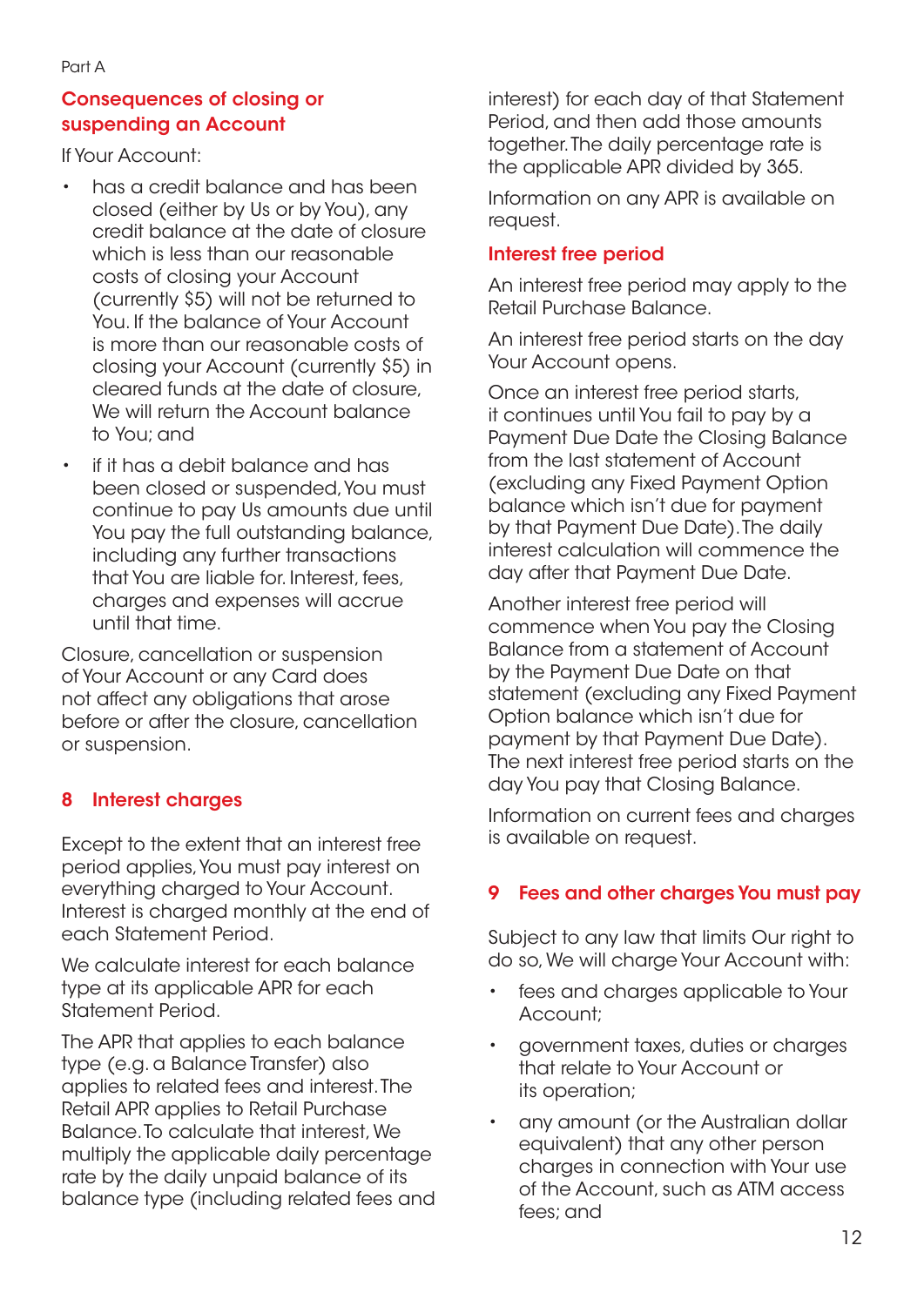### Consequences of closing or suspending an Account

If Your Account:

- has a credit balance and has been closed (either by Us or by You), any credit balance at the date of closure which is less than our reasonable costs of closing your Account (currently $5) will not be returned to You. If the balance of Your Account is more than our reasonable costs of closing your Account (currently $5) in cleared funds at the date of closure, We will return the Account balance to You; and
- if it has a debit balance and has been closed or suspended, You must continue to pay Us amounts due until You pay the full outstanding balance, including any further transactions that You are liable for. Interest, fees, charges and expenses will accrue until that time.

Closure, cancellation or suspension of Your Account or any Card does not affect any obligations that arose before or after the closure, cancellation or suspension.

## 8 Interest charges

Except to the extent that an interest free period applies, You must pay interest on everything charged to Your Account. Interest is charged monthly at the end of each Statement Period.

We calculate interest for each balance type at its applicable APR for each Statement Period.

The APR that applies to each balance type (e.g. a Balance Transfer) also applies to related fees and interest. The Retail APR applies to Retail Purchase Balance. To calculate that interest, We multiply the applicable daily percentage rate by the daily unpaid balance of its balance type (including related fees and interest) for each day of that Statement Period, and then add those amounts together. The daily percentage rate is the applicable APR divided by 365.

Information on any APR is available on request.

### Interest free period

An interest free period may apply to the Retail Purchase Balance.

An interest free period starts on the day Your Account opens.

Once an interest free period starts, it continues until You fail to pay by a Payment Due Date the Closing Balance from the last statement of Account (excluding any Fixed Payment Option balance which isn't due for payment by that Payment Due Date). The daily interest calculation will commence the day after that Payment Due Date.

Another interest free period will commence when You pay the Closing Balance from a statement of Account by the Payment Due Date on that statement (excluding any Fixed Payment Option balance which isn't due for payment by that Payment Due Date). The next interest free period starts on the day You pay that Closing Balance.

Information on current fees and charges is available on request.

## 9 Fees and other charges You must pay

Subject to any law that limits Our right to do so, We will charge Your Account with:

- fees and charges applicable to Your Account;
- government taxes, duties or charges that relate to Your Account or its operation;
- any amount (or the Australian dollar equivalent) that any other person charges in connection with Your use of the Account, such as ATM access fees; and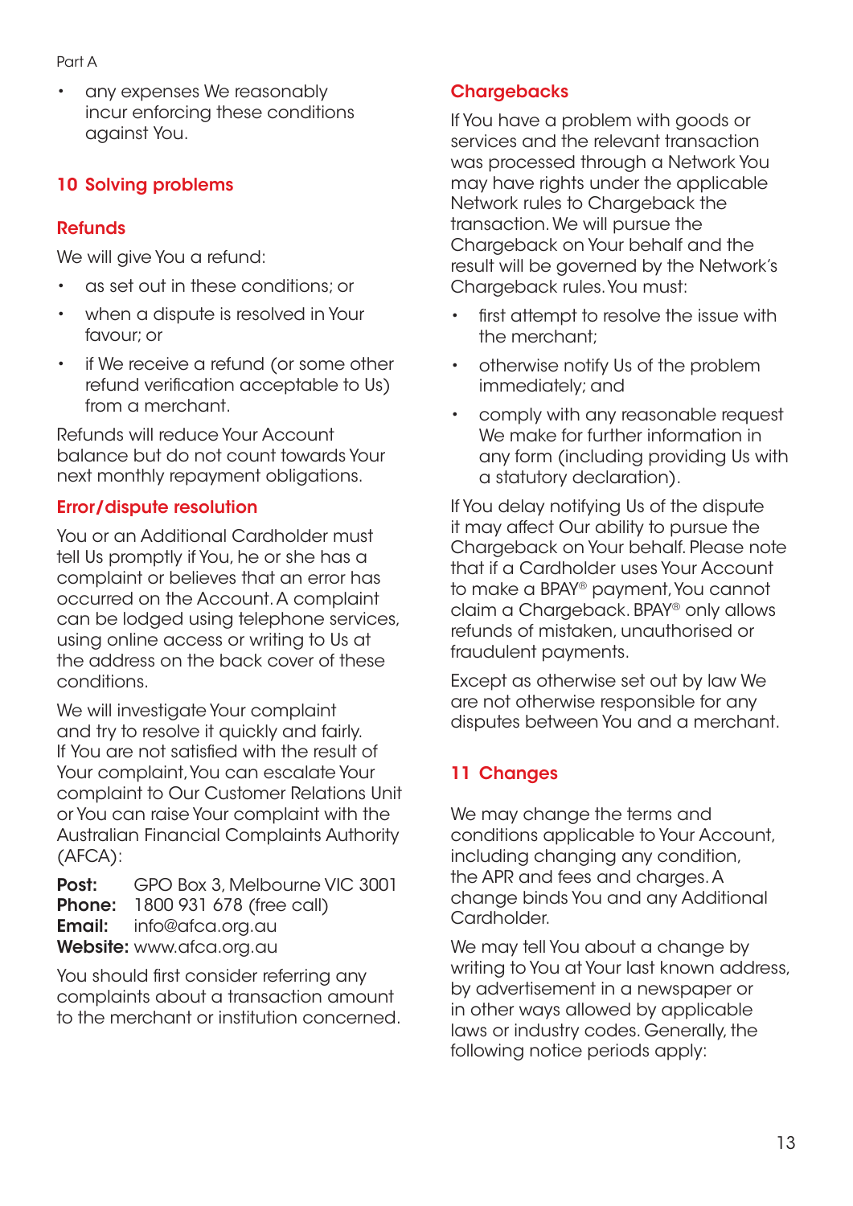- any expenses We reasonably incur enforcing these conditions against You.

## 10 Solving problems

### Refunds

We will give You a refund:

- as set out in these conditions; or
- when a dispute is resolved in Your favour; or
- if We receive a refund (or some other refund verification acceptable to Us) from a merchant.

Refunds will reduce Your Account balance but do not count towards Your next monthly repayment obligations.

### Error/dispute resolution

You or an Additional Cardholder must tell Us promptly if You, he or she has a complaint or believes that an error has occurred on the Account. A complaint can be lodged using telephone services, using online access or writing to Us at the address on the back cover of these conditions.

We will investigate Your complaint and try to resolve it quickly and fairly. If You are not satisfied with the result of Your complaint, You can escalate Your complaint to Our Customer Relations Unit or You can raise Your complaint with the Australian Financial Complaints Authority (AFCA):

**Post:** GPO Box 3, Melbourne VIC 3001
**Phone:** 1800 931 678 (free call)
**Email:** info@afca.org.au
**Website:** www.afca.org.au

You should first consider referring any complaints about a transaction amount to the merchant or institution concerned.

### Chargebacks

If You have a problem with goods or services and the relevant transaction was processed through a Network You may have rights under the applicable Network rules to Chargeback the transaction. We will pursue the Chargeback on Your behalf and the result will be governed by the Network's Chargeback rules. You must:

- first attempt to resolve the issue with the merchant;
- otherwise notify Us of the problem immediately; and
- comply with any reasonable request We make for further information in any form (including providing Us with a statutory declaration).

If You delay notifying Us of the dispute it may affect Our ability to pursue the Chargeback on Your behalf. Please note that if a Cardholder uses Your Account to make a BPAY® payment, You cannot claim a Chargeback. BPAY® only allows refunds of mistaken, unauthorised or fraudulent payments.

Except as otherwise set out by law We are not otherwise responsible for any disputes between You and a merchant.

## 11 Changes

We may change the terms and conditions applicable to Your Account, including changing any condition, the APR and fees and charges. A change binds You and any Additional Cardholder.

We may tell You about a change by writing to You at Your last known address, by advertisement in a newspaper or in other ways allowed by applicable laws or industry codes. Generally, the following notice periods apply: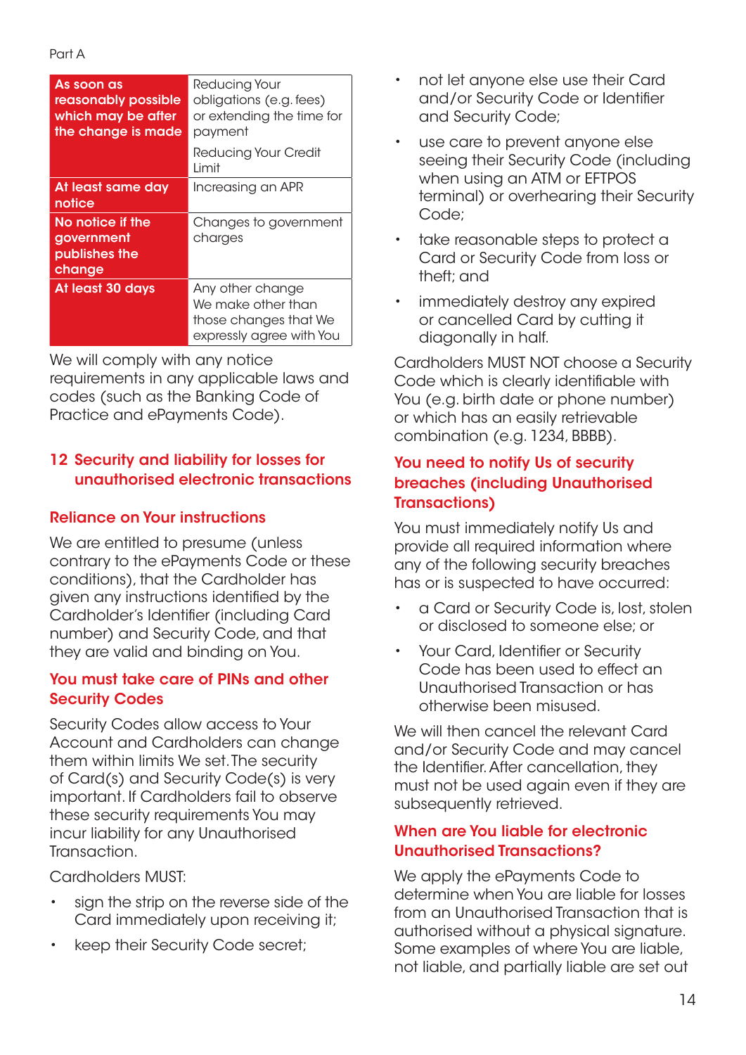Part A

| | |
|---|---|
| **As soon as reasonably possible which may be after the change is made** | Reducing Your obligations (e.g. fees) or extending the time for payment<br>Reducing Your Credit Limit |
| **At least same day notice** | Increasing an APR |
| **No notice if the government publishes the change** | Changes to government charges |
| **At least 30 days** | Any other change We make other than those changes that We expressly agree with You |

We will comply with any notice requirements in any applicable laws and codes (such as the Banking Code of Practice and ePayments Code).

## 12 Security and liability for losses for unauthorised electronic transactions

### Reliance on Your instructions

We are entitled to presume (unless contrary to the ePayments Code or these conditions), that the Cardholder has given any instructions identified by the Cardholder's Identifier (including Card number) and Security Code, and that they are valid and binding on You.

### You must take care of PINs and other Security Codes

Security Codes allow access to Your Account and Cardholders can change them within limits We set. The security of Card(s) and Security Code(s) is very important. If Cardholders fail to observe these security requirements You may incur liability for any Unauthorised Transaction.

Cardholders MUST:

- sign the strip on the reverse side of the Card immediately upon receiving it;
- keep their Security Code secret;
- not let anyone else use their Card and/or Security Code or Identifier and Security Code;
- use care to prevent anyone else seeing their Security Code (including when using an ATM or EFTPOS terminal) or overhearing their Security Code;
- take reasonable steps to protect a Card or Security Code from loss or theft; and
- immediately destroy any expired or cancelled Card by cutting it diagonally in half.

Cardholders MUST NOT choose a Security Code which is clearly identifiable with You (e.g. birth date or phone number) or which has an easily retrievable combination (e.g. 1234, BBBB).

### You need to notify Us of security breaches (including Unauthorised Transactions)

You must immediately notify Us and provide all required information where any of the following security breaches has or is suspected to have occurred:

- a Card or Security Code is, lost, stolen or disclosed to someone else; or
- Your Card, Identifier or Security Code has been used to effect an Unauthorised Transaction or has otherwise been misused.

We will then cancel the relevant Card and/or Security Code and may cancel the Identifier. After cancellation, they must not be used again even if they are subsequently retrieved.

### When are You liable for electronic Unauthorised Transactions?

We apply the ePayments Code to determine when You are liable for losses from an Unauthorised Transaction that is authorised without a physical signature. Some examples of where You are liable, not liable, and partially liable are set out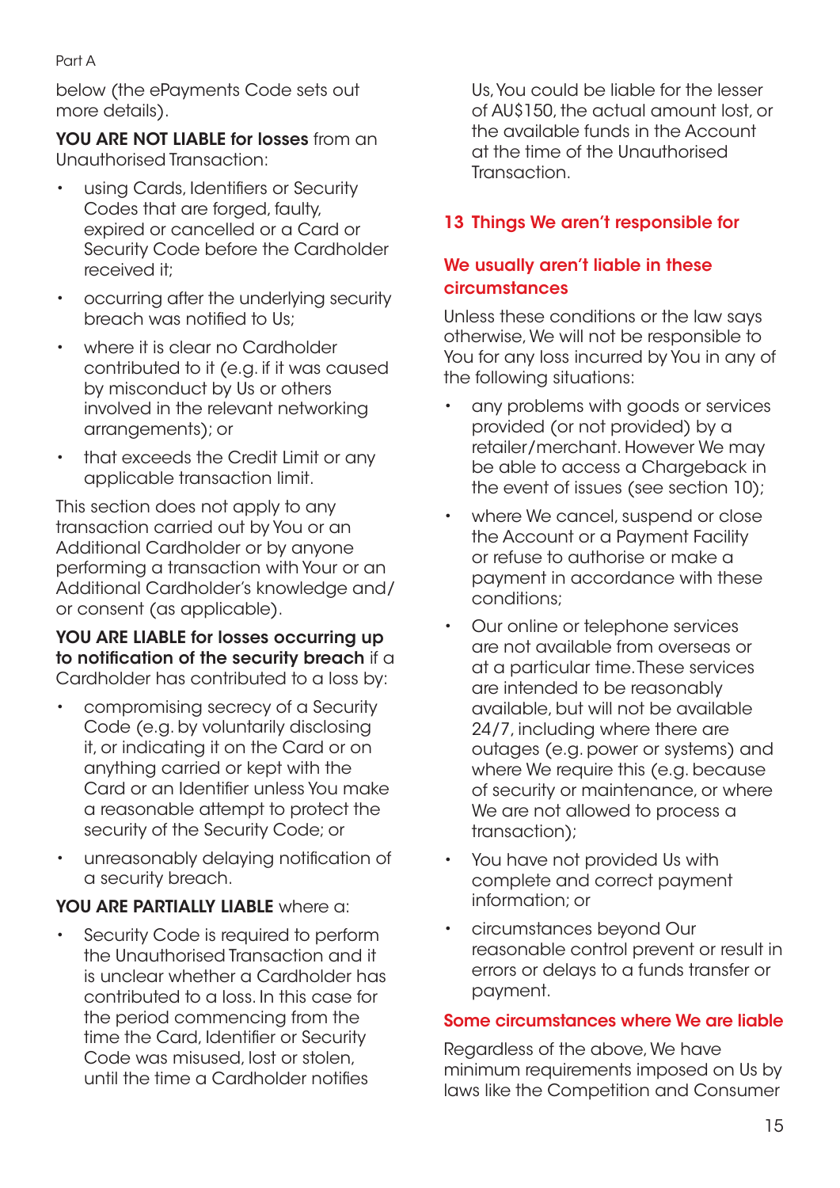below (the ePayments Code sets out more details).

**YOU ARE NOT LIABLE for losses** from an Unauthorised Transaction:

- using Cards, Identifiers or Security Codes that are forged, faulty, expired or cancelled or a Card or Security Code before the Cardholder received it;
- occurring after the underlying security breach was notified to Us;
- where it is clear no Cardholder contributed to it (e.g. if it was caused by misconduct by Us or others involved in the relevant networking arrangements); or
- that exceeds the Credit Limit or any applicable transaction limit.

This section does not apply to any transaction carried out by You or an Additional Cardholder or by anyone performing a transaction with Your or an Additional Cardholder's knowledge and/or consent (as applicable).

**YOU ARE LIABLE for losses occurring up to notification of the security breach** if a Cardholder has contributed to a loss by:

- compromising secrecy of a Security Code (e.g. by voluntarily disclosing it, or indicating it on the Card or on anything carried or kept with the Card or an Identifier unless You make a reasonable attempt to protect the security of the Security Code; or
- unreasonably delaying notification of a security breach.

**YOU ARE PARTIALLY LIABLE** where a:

- Security Code is required to perform the Unauthorised Transaction and it is unclear whether a Cardholder has contributed to a loss. In this case for the period commencing from the time the Card, Identifier or Security Code was misused, lost or stolen, until the time a Cardholder notifies Us, You could be liable for the lesser of AU$150, the actual amount lost, or the available funds in the Account at the time of the Unauthorised Transaction.

## 13 Things We aren't responsible for

### We usually aren't liable in these circumstances

Unless these conditions or the law says otherwise, We will not be responsible to You for any loss incurred by You in any of the following situations:

- any problems with goods or services provided (or not provided) by a retailer/merchant. However We may be able to access a Chargeback in the event of issues (see section 10);
- where We cancel, suspend or close the Account or a Payment Facility or refuse to authorise or make a payment in accordance with these conditions;
- Our online or telephone services are not available from overseas or at a particular time. These services are intended to be reasonably available, but will not be available 24/7, including where there are outages (e.g. power or systems) and where We require this (e.g. because of security or maintenance, or where We are not allowed to process a transaction);
- You have not provided Us with complete and correct payment information; or
- circumstances beyond Our reasonable control prevent or result in errors or delays to a funds transfer or payment.

### Some circumstances where We are liable

Regardless of the above, We have minimum requirements imposed on Us by laws like the Competition and Consumer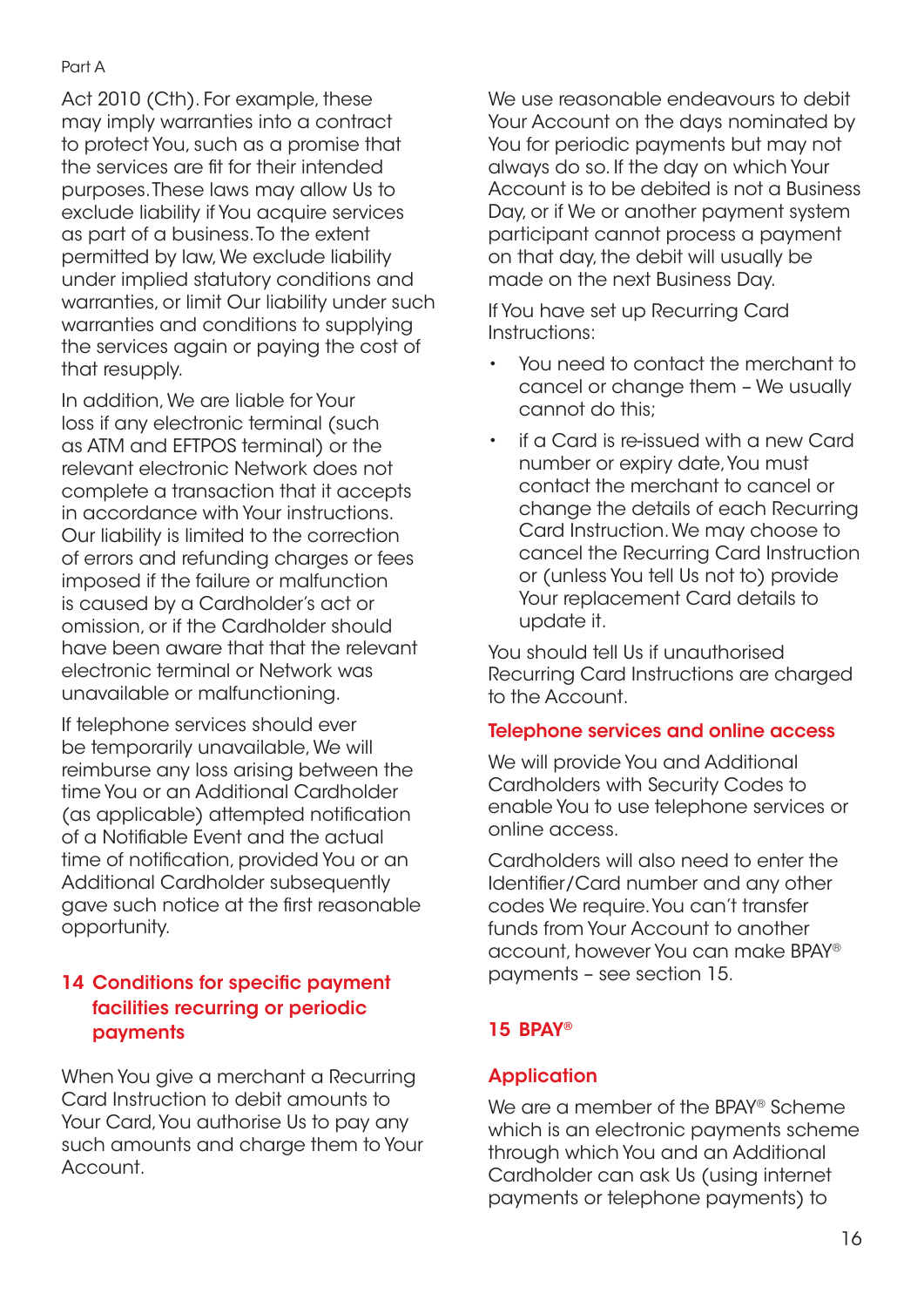Act 2010 (Cth). For example, these may imply warranties into a contract to protect You, such as a promise that the services are fit for their intended purposes. These laws may allow Us to exclude liability if You acquire services as part of a business. To the extent permitted by law, We exclude liability under implied statutory conditions and warranties, or limit Our liability under such warranties and conditions to supplying the services again or paying the cost of that resupply.

In addition, We are liable for Your loss if any electronic terminal (such as ATM and EFTPOS terminal) or the relevant electronic Network does not complete a transaction that it accepts in accordance with Your instructions. Our liability is limited to the correction of errors and refunding charges or fees imposed if the failure or malfunction is caused by a Cardholder's act or omission, or if the Cardholder should have been aware that that the relevant electronic terminal or Network was unavailable or malfunctioning.

If telephone services should ever be temporarily unavailable, We will reimburse any loss arising between the time You or an Additional Cardholder (as applicable) attempted notification of a Notifiable Event and the actual time of notification, provided You or an Additional Cardholder subsequently gave such notice at the first reasonable opportunity.

## 14 Conditions for specific payment facilities recurring or periodic payments

When You give a merchant a Recurring Card Instruction to debit amounts to Your Card, You authorise Us to pay any such amounts and charge them to Your Account.

We use reasonable endeavours to debit Your Account on the days nominated by You for periodic payments but may not always do so. If the day on which Your Account is to be debited is not a Business Day, or if We or another payment system participant cannot process a payment on that day, the debit will usually be made on the next Business Day.

If You have set up Recurring Card Instructions:

- You need to contact the merchant to cancel or change them – We usually cannot do this;
- if a Card is re-issued with a new Card number or expiry date, You must contact the merchant to cancel or change the details of each Recurring Card Instruction. We may choose to cancel the Recurring Card Instruction or (unless You tell Us not to) provide Your replacement Card details to update it.

You should tell Us if unauthorised Recurring Card Instructions are charged to the Account.

### Telephone services and online access

We will provide You and Additional Cardholders with Security Codes to enable You to use telephone services or online access.

Cardholders will also need to enter the Identifier/Card number and any other codes We require. You can't transfer funds from Your Account to another account, however You can make BPAY® payments – see section 15.

## 15 BPAY®

### Application

We are a member of the BPAY® Scheme which is an electronic payments scheme through which You and an Additional Cardholder can ask Us (using internet payments or telephone payments) to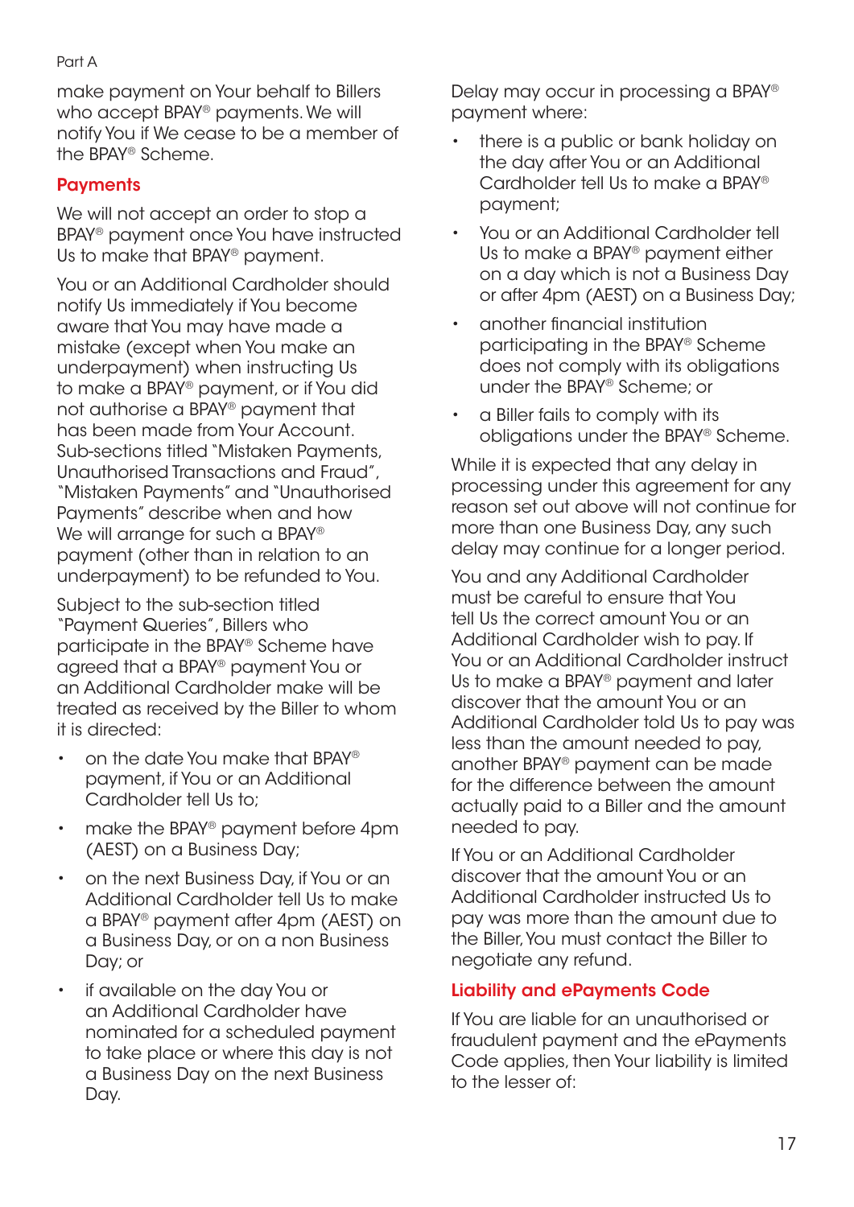make payment on Your behalf to Billers who accept BPAY® payments. We will notify You if We cease to be a member of the BPAY® Scheme.

## Payments

We will not accept an order to stop a BPAY® payment once You have instructed Us to make that BPAY® payment.

You or an Additional Cardholder should notify Us immediately if You become aware that You may have made a mistake (except when You make an underpayment) when instructing Us to make a BPAY® payment, or if You did not authorise a BPAY® payment that has been made from Your Account. Sub-sections titled "Mistaken Payments, Unauthorised Transactions and Fraud", "Mistaken Payments" and "Unauthorised Payments" describe when and how We will arrange for such a BPAY® payment (other than in relation to an underpayment) to be refunded to You.

Subject to the sub-section titled "Payment Queries", Billers who participate in the BPAY® Scheme have agreed that a BPAY® payment You or an Additional Cardholder make will be treated as received by the Biller to whom it is directed:

- on the date You make that BPAY® payment, if You or an Additional Cardholder tell Us to;
- make the BPAY® payment before 4pm (AEST) on a Business Day;
- on the next Business Day, if You or an Additional Cardholder tell Us to make a BPAY® payment after 4pm (AEST) on a Business Day, or on a non Business Day; or
- if available on the day You or an Additional Cardholder have nominated for a scheduled payment to take place or where this day is not a Business Day on the next Business Day.

Delay may occur in processing a BPAY® payment where:

- there is a public or bank holiday on the day after You or an Additional Cardholder tell Us to make a BPAY® payment;
- You or an Additional Cardholder tell Us to make a BPAY® payment either on a day which is not a Business Day or after 4pm (AEST) on a Business Day;
- another financial institution participating in the BPAY® Scheme does not comply with its obligations under the BPAY® Scheme; or
- a Biller fails to comply with its obligations under the BPAY® Scheme.

While it is expected that any delay in processing under this agreement for any reason set out above will not continue for more than one Business Day, any such delay may continue for a longer period.

You and any Additional Cardholder must be careful to ensure that You tell Us the correct amount You or an Additional Cardholder wish to pay. If You or an Additional Cardholder instruct Us to make a BPAY® payment and later discover that the amount You or an Additional Cardholder told Us to pay was less than the amount needed to pay, another BPAY® payment can be made for the difference between the amount actually paid to a Biller and the amount needed to pay.

If You or an Additional Cardholder discover that the amount You or an Additional Cardholder instructed Us to pay was more than the amount due to the Biller, You must contact the Biller to negotiate any refund.

## Liability and ePayments Code

If You are liable for an unauthorised or fraudulent payment and the ePayments Code applies, then Your liability is limited to the lesser of: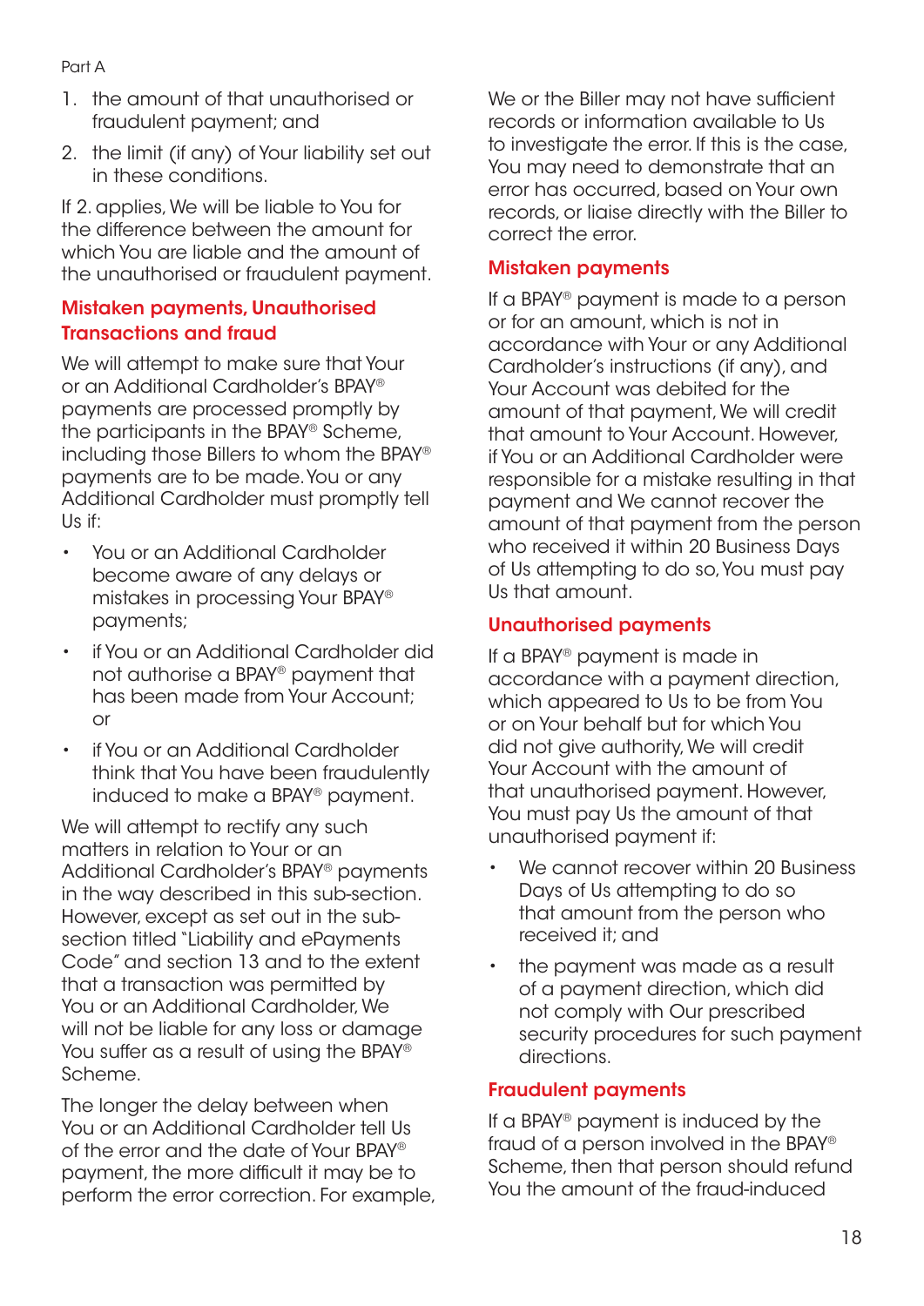1. the amount of that unauthorised or fraudulent payment; and
2. the limit (if any) of Your liability set out in these conditions.

If 2. applies, We will be liable to You for the difference between the amount for which You are liable and the amount of the unauthorised or fraudulent payment.

### Mistaken payments, Unauthorised Transactions and fraud

We will attempt to make sure that Your or an Additional Cardholder's BPAY® payments are processed promptly by the participants in the BPAY® Scheme, including those Billers to whom the BPAY® payments are to be made. You or any Additional Cardholder must promptly tell Us if:

- You or an Additional Cardholder become aware of any delays or mistakes in processing Your BPAY® payments;
- if You or an Additional Cardholder did not authorise a BPAY® payment that has been made from Your Account; or
- if You or an Additional Cardholder think that You have been fraudulently induced to make a BPAY® payment.

We will attempt to rectify any such matters in relation to Your or an Additional Cardholder's BPAY® payments in the way described in this sub-section. However, except as set out in the sub-section titled "Liability and ePayments Code" and section 13 and to the extent that a transaction was permitted by You or an Additional Cardholder, We will not be liable for any loss or damage You suffer as a result of using the BPAY® Scheme.

The longer the delay between when You or an Additional Cardholder tell Us of the error and the date of Your BPAY® payment, the more difficult it may be to perform the error correction. For example, We or the Biller may not have sufficient records or information available to Us to investigate the error. If this is the case, You may need to demonstrate that an error has occurred, based on Your own records, or liaise directly with the Biller to correct the error.

### Mistaken payments

If a BPAY® payment is made to a person or for an amount, which is not in accordance with Your or any Additional Cardholder's instructions (if any), and Your Account was debited for the amount of that payment, We will credit that amount to Your Account. However, if You or an Additional Cardholder were responsible for a mistake resulting in that payment and We cannot recover the amount of that payment from the person who received it within 20 Business Days of Us attempting to do so, You must pay Us that amount.

### Unauthorised payments

If a BPAY® payment is made in accordance with a payment direction, which appeared to Us to be from You or on Your behalf but for which You did not give authority, We will credit Your Account with the amount of that unauthorised payment. However, You must pay Us the amount of that unauthorised payment if:

- We cannot recover within 20 Business Days of Us attempting to do so that amount from the person who received it; and
- the payment was made as a result of a payment direction, which did not comply with Our prescribed security procedures for such payment directions.

### Fraudulent payments

If a BPAY® payment is induced by the fraud of a person involved in the BPAY® Scheme, then that person should refund You the amount of the fraud-induced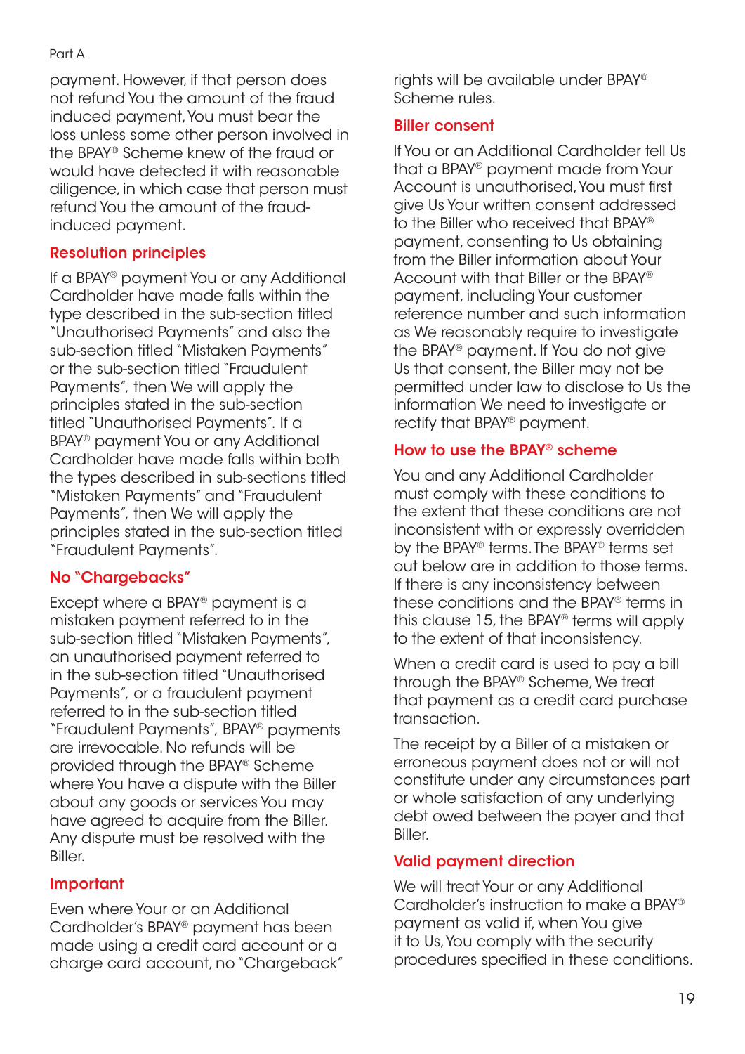payment. However, if that person does not refund You the amount of the fraud induced payment, You must bear the loss unless some other person involved in the BPAY® Scheme knew of the fraud or would have detected it with reasonable diligence, in which case that person must refund You the amount of the fraud-induced payment.

### Resolution principles

If a BPAY® payment You or any Additional Cardholder have made falls within the type described in the sub-section titled "Unauthorised Payments" and also the sub-section titled "Mistaken Payments" or the sub-section titled "Fraudulent Payments", then We will apply the principles stated in the sub-section titled "Unauthorised Payments". If a BPAY® payment You or any Additional Cardholder have made falls within both the types described in sub-sections titled "Mistaken Payments" and "Fraudulent Payments", then We will apply the principles stated in the sub-section titled "Fraudulent Payments".

### No "Chargebacks"

Except where a BPAY® payment is a mistaken payment referred to in the sub-section titled "Mistaken Payments", an unauthorised payment referred to in the sub-section titled "Unauthorised Payments", or a fraudulent payment referred to in the sub-section titled "Fraudulent Payments", BPAY® payments are irrevocable. No refunds will be provided through the BPAY® Scheme where You have a dispute with the Biller about any goods or services You may have agreed to acquire from the Biller. Any dispute must be resolved with the Biller.

### Important

Even where Your or an Additional Cardholder's BPAY® payment has been made using a credit card account or a charge card account, no "Chargeback" rights will be available under BPAY® Scheme rules.

### Biller consent

If You or an Additional Cardholder tell Us that a BPAY® payment made from Your Account is unauthorised, You must first give Us Your written consent addressed to the Biller who received that BPAY® payment, consenting to Us obtaining from the Biller information about Your Account with that Biller or the BPAY® payment, including Your customer reference number and such information as We reasonably require to investigate the BPAY® payment. If You do not give Us that consent, the Biller may not be permitted under law to disclose to Us the information We need to investigate or rectify that BPAY® payment.

### How to use the BPAY® scheme

You and any Additional Cardholder must comply with these conditions to the extent that these conditions are not inconsistent with or expressly overridden by the BPAY® terms. The BPAY® terms set out below are in addition to those terms. If there is any inconsistency between these conditions and the BPAY® terms in this clause 15, the BPAY® terms will apply to the extent of that inconsistency.

When a credit card is used to pay a bill through the BPAY® Scheme, We treat that payment as a credit card purchase transaction.

The receipt by a Biller of a mistaken or erroneous payment does not or will not constitute under any circumstances part or whole satisfaction of any underlying debt owed between the payer and that Biller.

### Valid payment direction

We will treat Your or any Additional Cardholder's instruction to make a BPAY® payment as valid if, when You give it to Us, You comply with the security procedures specified in these conditions.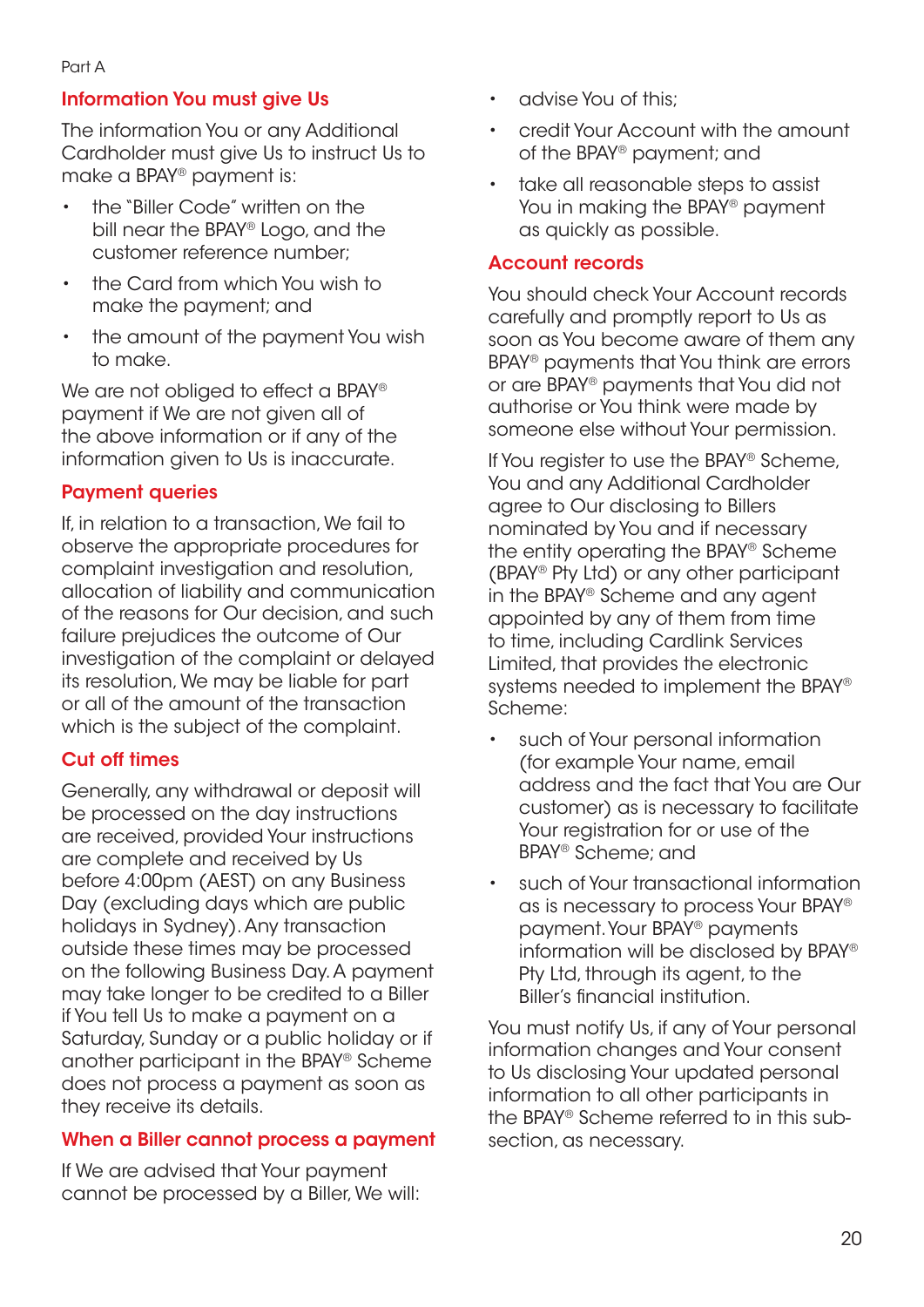Part A

## Information You must give Us

The information You or any Additional Cardholder must give Us to instruct Us to make a BPAY® payment is:

- the "Biller Code" written on the bill near the BPAY® Logo, and the customer reference number;
- the Card from which You wish to make the payment; and
- the amount of the payment You wish to make.

We are not obliged to effect a BPAY® payment if We are not given all of the above information or if any of the information given to Us is inaccurate.

## Payment queries

If, in relation to a transaction, We fail to observe the appropriate procedures for complaint investigation and resolution, allocation of liability and communication of the reasons for Our decision, and such failure prejudices the outcome of Our investigation of the complaint or delayed its resolution, We may be liable for part or all of the amount of the transaction which is the subject of the complaint.

## Cut off times

Generally, any withdrawal or deposit will be processed on the day instructions are received, provided Your instructions are complete and received by Us before 4:00pm (AEST) on any Business Day (excluding days which are public holidays in Sydney). Any transaction outside these times may be processed on the following Business Day. A payment may take longer to be credited to a Biller if You tell Us to make a payment on a Saturday, Sunday or a public holiday or if another participant in the BPAY® Scheme does not process a payment as soon as they receive its details.

## When a Biller cannot process a payment

If We are advised that Your payment cannot be processed by a Biller, We will:

- advise You of this;
- credit Your Account with the amount of the BPAY® payment; and
- take all reasonable steps to assist You in making the BPAY® payment as quickly as possible.

## Account records

You should check Your Account records carefully and promptly report to Us as soon as You become aware of them any BPAY® payments that You think are errors or are BPAY® payments that You did not authorise or You think were made by someone else without Your permission.

If You register to use the BPAY® Scheme, You and any Additional Cardholder agree to Our disclosing to Billers nominated by You and if necessary the entity operating the BPAY® Scheme (BPAY® Pty Ltd) or any other participant in the BPAY® Scheme and any agent appointed by any of them from time to time, including Cardlink Services Limited, that provides the electronic systems needed to implement the BPAY® Scheme:

- such of Your personal information (for example Your name, email address and the fact that You are Our customer) as is necessary to facilitate Your registration for or use of the BPAY® Scheme; and
- such of Your transactional information as is necessary to process Your BPAY® payment. Your BPAY® payments information will be disclosed by BPAY® Pty Ltd, through its agent, to the Biller's financial institution.

You must notify Us, if any of Your personal information changes and Your consent to Us disclosing Your updated personal information to all other participants in the BPAY® Scheme referred to in this sub-section, as necessary.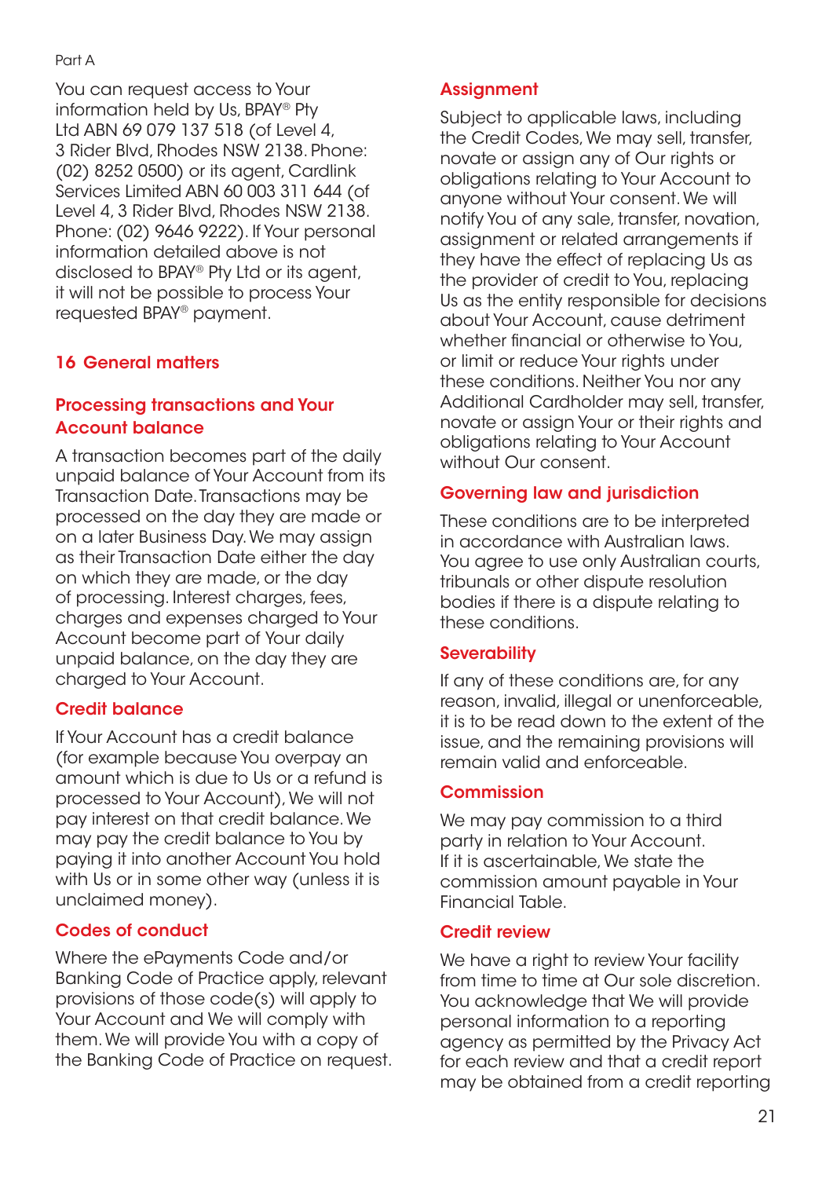You can request access to Your information held by Us, BPAY® Pty Ltd ABN 69 079 137 518 (of Level 4, 3 Rider Blvd, Rhodes NSW 2138. Phone: (02) 8252 0500) or its agent, Cardlink Services Limited ABN 60 003 311 644 (of Level 4, 3 Rider Blvd, Rhodes NSW 2138. Phone: (02) 9646 9222). If Your personal information detailed above is not disclosed to BPAY® Pty Ltd or its agent, it will not be possible to process Your requested BPAY® payment.

## 16 General matters

### Processing transactions and Your Account balance

A transaction becomes part of the daily unpaid balance of Your Account from its Transaction Date. Transactions may be processed on the day they are made or on a later Business Day. We may assign as their Transaction Date either the day on which they are made, or the day of processing. Interest charges, fees, charges and expenses charged to Your Account become part of Your daily unpaid balance, on the day they are charged to Your Account.

### Credit balance

If Your Account has a credit balance (for example because You overpay an amount which is due to Us or a refund is processed to Your Account), We will not pay interest on that credit balance. We may pay the credit balance to You by paying it into another Account You hold with Us or in some other way (unless it is unclaimed money).

### Codes of conduct

Where the ePayments Code and/or Banking Code of Practice apply, relevant provisions of those code(s) will apply to Your Account and We will comply with them. We will provide You with a copy of the Banking Code of Practice on request.

### Assignment

Subject to applicable laws, including the Credit Codes, We may sell, transfer, novate or assign any of Our rights or obligations relating to Your Account to anyone without Your consent. We will notify You of any sale, transfer, novation, assignment or related arrangements if they have the effect of replacing Us as the provider of credit to You, replacing Us as the entity responsible for decisions about Your Account, cause detriment whether financial or otherwise to You, or limit or reduce Your rights under these conditions. Neither You nor any Additional Cardholder may sell, transfer, novate or assign Your or their rights and obligations relating to Your Account without Our consent.

### Governing law and jurisdiction

These conditions are to be interpreted in accordance with Australian laws. You agree to use only Australian courts, tribunals or other dispute resolution bodies if there is a dispute relating to these conditions.

### Severability

If any of these conditions are, for any reason, invalid, illegal or unenforceable, it is to be read down to the extent of the issue, and the remaining provisions will remain valid and enforceable.

### Commission

We may pay commission to a third party in relation to Your Account. If it is ascertainable, We state the commission amount payable in Your Financial Table.

### Credit review

We have a right to review Your facility from time to time at Our sole discretion. You acknowledge that We will provide personal information to a reporting agency as permitted by the Privacy Act for each review and that a credit report may be obtained from a credit reporting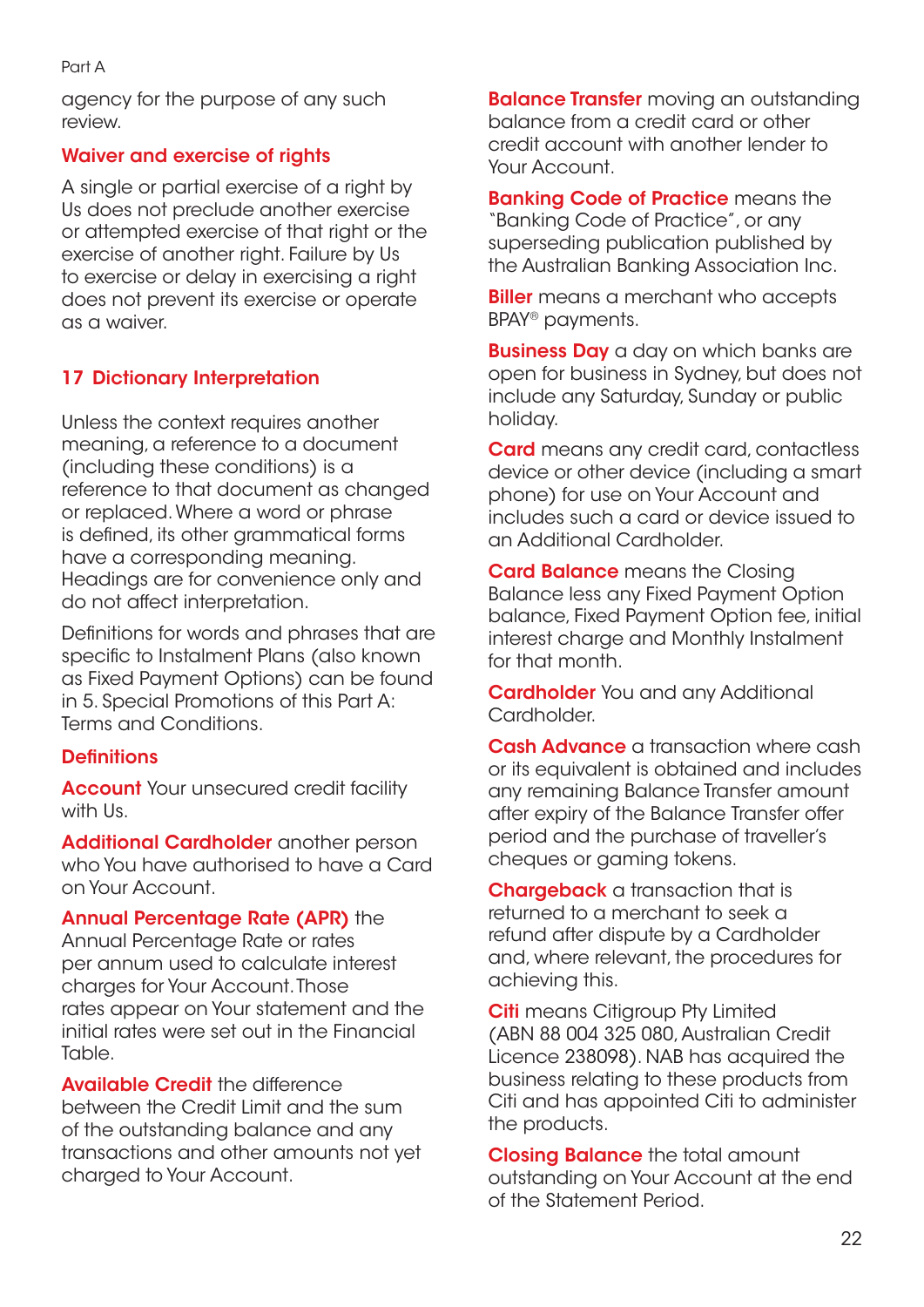agency for the purpose of any such review.

### Waiver and exercise of rights

A single or partial exercise of a right by Us does not preclude another exercise or attempted exercise of that right or the exercise of another right. Failure by Us to exercise or delay in exercising a right does not prevent its exercise or operate as a waiver.

## 17 Dictionary Interpretation

Unless the context requires another meaning, a reference to a document (including these conditions) is a reference to that document as changed or replaced. Where a word or phrase is defined, its other grammatical forms have a corresponding meaning. Headings are for convenience only and do not affect interpretation.

Definitions for words and phrases that are specific to Instalment Plans (also known as Fixed Payment Options) can be found in 5. Special Promotions of this Part A: Terms and Conditions.

### Definitions

**Account** Your unsecured credit facility with Us.

**Additional Cardholder** another person who You have authorised to have a Card on Your Account.

**Annual Percentage Rate (APR)** the Annual Percentage Rate or rates per annum used to calculate interest charges for Your Account. Those rates appear on Your statement and the initial rates were set out in the Financial Table.

**Available Credit** the difference between the Credit Limit and the sum of the outstanding balance and any transactions and other amounts not yet charged to Your Account.

**Balance Transfer** moving an outstanding balance from a credit card or other credit account with another lender to Your Account.

**Banking Code of Practice** means the "Banking Code of Practice", or any superseding publication published by the Australian Banking Association Inc.

**Biller** means a merchant who accepts BPAY® payments.

**Business Day** a day on which banks are open for business in Sydney, but does not include any Saturday, Sunday or public holiday.

**Card** means any credit card, contactless device or other device (including a smart phone) for use on Your Account and includes such a card or device issued to an Additional Cardholder.

**Card Balance** means the Closing Balance less any Fixed Payment Option balance, Fixed Payment Option fee, initial interest charge and Monthly Instalment for that month.

**Cardholder** You and any Additional Cardholder.

**Cash Advance** a transaction where cash or its equivalent is obtained and includes any remaining Balance Transfer amount after expiry of the Balance Transfer offer period and the purchase of traveller's cheques or gaming tokens.

**Chargeback** a transaction that is returned to a merchant to seek a refund after dispute by a Cardholder and, where relevant, the procedures for achieving this.

**Citi** means Citigroup Pty Limited (ABN 88 004 325 080, Australian Credit Licence 238098). NAB has acquired the business relating to these products from Citi and has appointed Citi to administer the products.

**Closing Balance** the total amount outstanding on Your Account at the end of the Statement Period.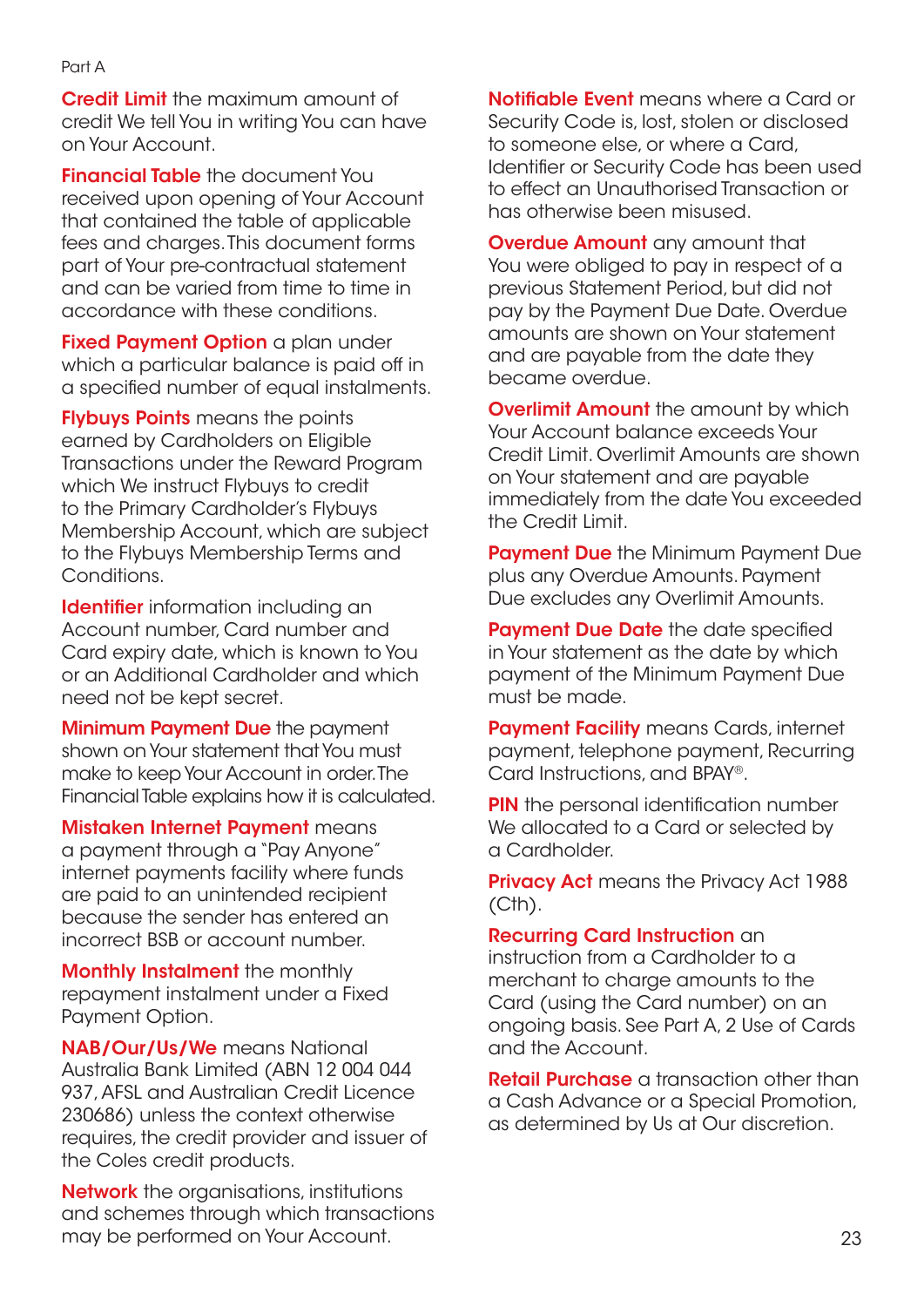Part A

**Credit Limit** the maximum amount of credit We tell You in writing You can have on Your Account.

**Financial Table** the document You received upon opening of Your Account that contained the table of applicable fees and charges. This document forms part of Your pre-contractual statement and can be varied from time to time in accordance with these conditions.

**Fixed Payment Option** a plan under which a particular balance is paid off in a specified number of equal instalments.

**Flybuys Points** means the points earned by Cardholders on Eligible Transactions under the Reward Program which We instruct Flybuys to credit to the Primary Cardholder's Flybuys Membership Account, which are subject to the Flybuys Membership Terms and Conditions.

**Identifier** information including an Account number, Card number and Card expiry date, which is known to You or an Additional Cardholder and which need not be kept secret.

**Minimum Payment Due** the payment shown on Your statement that You must make to keep Your Account in order. The Financial Table explains how it is calculated.

**Mistaken Internet Payment** means a payment through a "Pay Anyone" internet payments facility where funds are paid to an unintended recipient because the sender has entered an incorrect BSB or account number.

**Monthly Instalment** the monthly repayment instalment under a Fixed Payment Option.

**NAB/Our/Us/We** means National Australia Bank Limited (ABN 12 004 044 937, AFSL and Australian Credit Licence 230686) unless the context otherwise requires, the credit provider and issuer of the Coles credit products.

**Network** the organisations, institutions and schemes through which transactions may be performed on Your Account.

**Notifiable Event** means where a Card or Security Code is, lost, stolen or disclosed to someone else, or where a Card, Identifier or Security Code has been used to effect an Unauthorised Transaction or has otherwise been misused.

**Overdue Amount** any amount that You were obliged to pay in respect of a previous Statement Period, but did not pay by the Payment Due Date. Overdue amounts are shown on Your statement and are payable from the date they became overdue.

**Overlimit Amount** the amount by which Your Account balance exceeds Your Credit Limit. Overlimit Amounts are shown on Your statement and are payable immediately from the date You exceeded the Credit Limit.

**Payment Due** the Minimum Payment Due plus any Overdue Amounts. Payment Due excludes any Overlimit Amounts.

**Payment Due Date** the date specified in Your statement as the date by which payment of the Minimum Payment Due must be made.

**Payment Facility** means Cards, internet payment, telephone payment, Recurring Card Instructions, and BPAY®.

**PIN** the personal identification number We allocated to a Card or selected by a Cardholder.

**Privacy Act** means the Privacy Act 1988 (Cth).

**Recurring Card Instruction** an instruction from a Cardholder to a merchant to charge amounts to the Card (using the Card number) on an ongoing basis. See Part A, 2 Use of Cards and the Account.

**Retail Purchase** a transaction other than a Cash Advance or a Special Promotion, as determined by Us at Our discretion.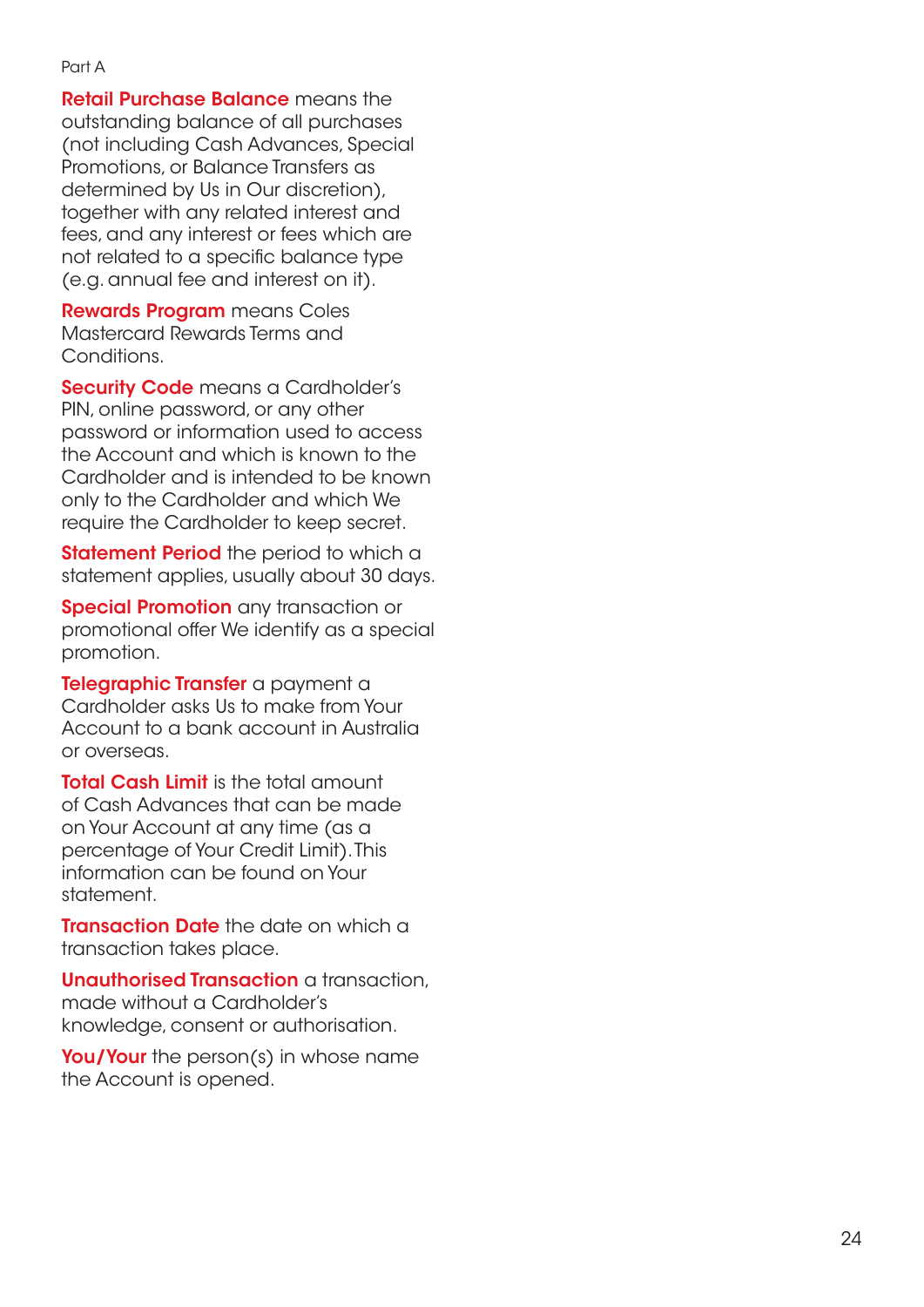Part A

**Retail Purchase Balance** means the outstanding balance of all purchases (not including Cash Advances, Special Promotions, or Balance Transfers as determined by Us in Our discretion), together with any related interest and fees, and any interest or fees which are not related to a specific balance type (e.g. annual fee and interest on it).

**Rewards Program** means Coles Mastercard Rewards Terms and Conditions.

**Security Code** means a Cardholder's PIN, online password, or any other password or information used to access the Account and which is known to the Cardholder and is intended to be known only to the Cardholder and which We require the Cardholder to keep secret.

**Statement Period** the period to which a statement applies, usually about 30 days.

**Special Promotion** any transaction or promotional offer We identify as a special promotion.

**Telegraphic Transfer** a payment a Cardholder asks Us to make from Your Account to a bank account in Australia or overseas.

**Total Cash Limit** is the total amount of Cash Advances that can be made on Your Account at any time (as a percentage of Your Credit Limit). This information can be found on Your statement.

**Transaction Date** the date on which a transaction takes place.

**Unauthorised Transaction** a transaction, made without a Cardholder's knowledge, consent or authorisation.

**You/Your** the person(s) in whose name the Account is opened.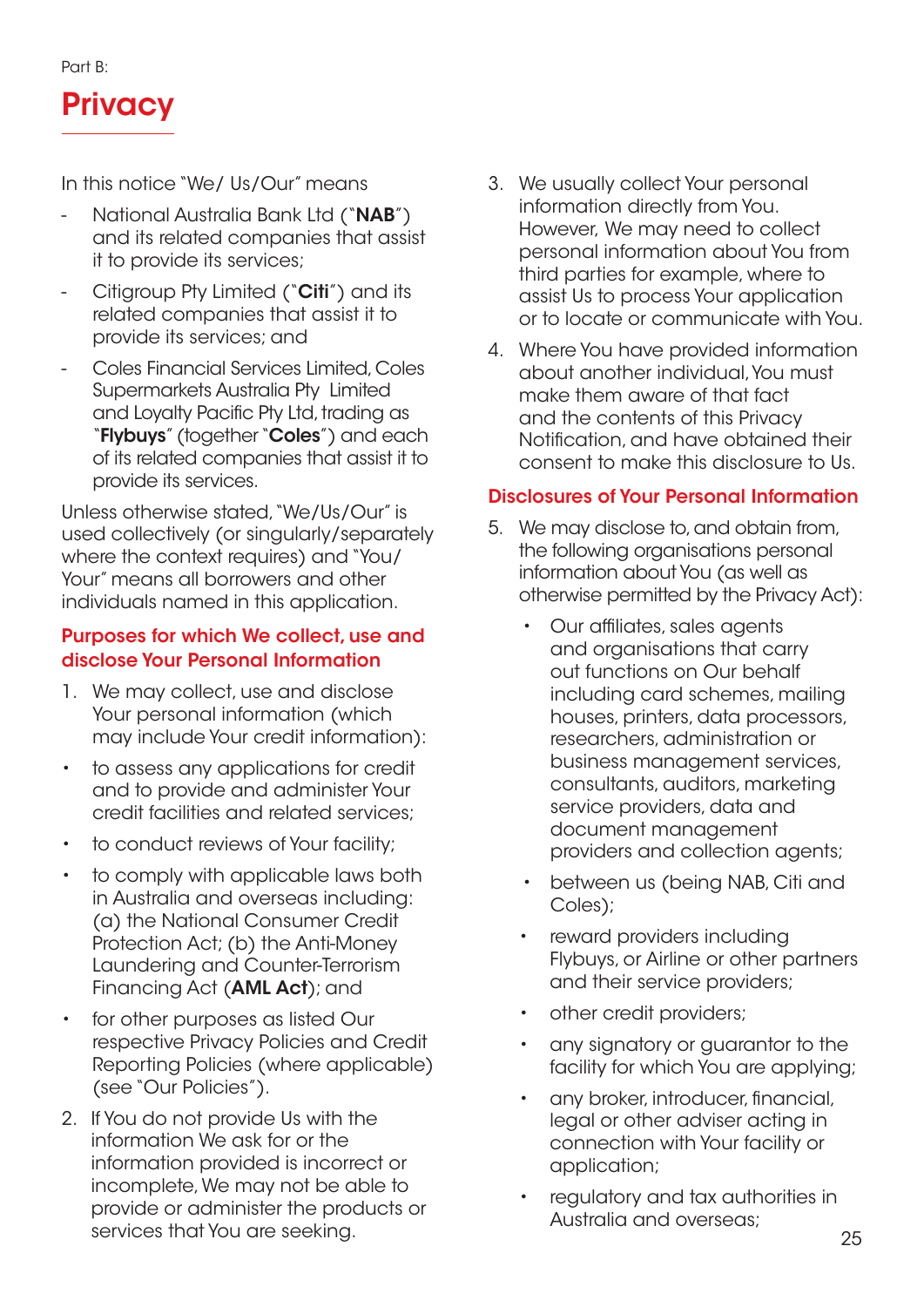Part B:

# Privacy

In this notice "We/ Us/Our" means

- National Australia Bank Ltd ("**NAB**") and its related companies that assist it to provide its services;
- Citigroup Pty Limited ("**Citi**") and its related companies that assist it to provide its services; and
- Coles Financial Services Limited, Coles Supermarkets Australia Pty Limited and Loyalty Pacific Pty Ltd, trading as "**Flybuys**" (together "**Coles**") and each of its related companies that assist it to provide its services.

Unless otherwise stated, "We/Us/Our" is used collectively (or singularly/separately where the context requires) and "You/ Your" means all borrowers and other individuals named in this application.

## Purposes for which We collect, use and disclose Your Personal Information

1. We may collect, use and disclose Your personal information (which may include Your credit information):
   - to assess any applications for credit and to provide and administer Your credit facilities and related services;
   - to conduct reviews of Your facility;
   - to comply with applicable laws both in Australia and overseas including: (a) the National Consumer Credit Protection Act; (b) the Anti-Money Laundering and Counter-Terrorism Financing Act (**AML Act**); and
   - for other purposes as listed Our respective Privacy Policies and Credit Reporting Policies (where applicable) (see "Our Policies").
2. If You do not provide Us with the information We ask for or the information provided is incorrect or incomplete, We may not be able to provide or administer the products or services that You are seeking.
3. We usually collect Your personal information directly from You. However, We may need to collect personal information about You from third parties for example, where to assist Us to process Your application or to locate or communicate with You.
4. Where You have provided information about another individual, You must make them aware of that fact and the contents of this Privacy Notification, and have obtained their consent to make this disclosure to Us.

## Disclosures of Your Personal Information

5. We may disclose to, and obtain from, the following organisations personal information about You (as well as otherwise permitted by the Privacy Act):
   - Our affiliates, sales agents and organisations that carry out functions on Our behalf including card schemes, mailing houses, printers, data processors, researchers, administration or business management services, consultants, auditors, marketing service providers, data and document management providers and collection agents;
   - between us (being NAB, Citi and Coles);
   - reward providers including Flybuys, or Airline or other partners and their service providers;
   - other credit providers;
   - any signatory or guarantor to the facility for which You are applying;
   - any broker, introducer, financial, legal or other adviser acting in connection with Your facility or application;
   - regulatory and tax authorities in Australia and overseas;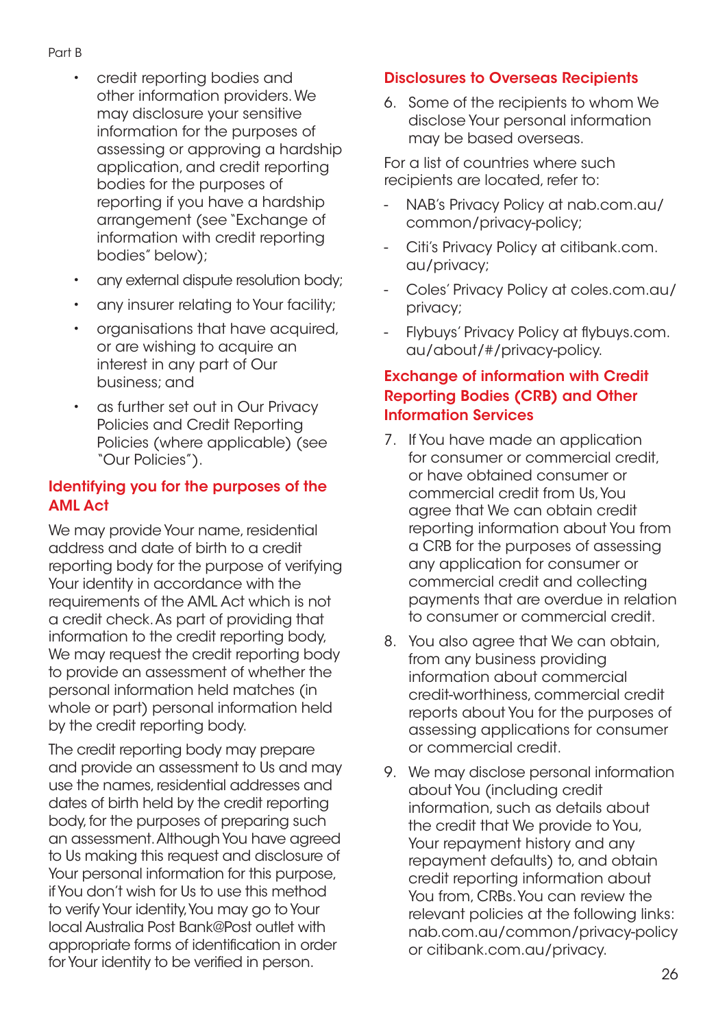- credit reporting bodies and other information providers. We may disclosure your sensitive information for the purposes of assessing or approving a hardship application, and credit reporting bodies for the purposes of reporting if you have a hardship arrangement (see "Exchange of information with credit reporting bodies" below);
- any external dispute resolution body;
- any insurer relating to Your facility;
- organisations that have acquired, or are wishing to acquire an interest in any part of Our business; and
- as further set out in Our Privacy Policies and Credit Reporting Policies (where applicable) (see "Our Policies").

## Identifying you for the purposes of the AML Act

We may provide Your name, residential address and date of birth to a credit reporting body for the purpose of verifying Your identity in accordance with the requirements of the AML Act which is not a credit check. As part of providing that information to the credit reporting body, We may request the credit reporting body to provide an assessment of whether the personal information held matches (in whole or part) personal information held by the credit reporting body.

The credit reporting body may prepare and provide an assessment to Us and may use the names, residential addresses and dates of birth held by the credit reporting body, for the purposes of preparing such an assessment. Although You have agreed to Us making this request and disclosure of Your personal information for this purpose, if You don't wish for Us to use this method to verify Your identity, You may go to Your local Australia Post Bank@Post outlet with appropriate forms of identification in order for Your identity to be verified in person.

## Disclosures to Overseas Recipients

6. Some of the recipients to whom We disclose Your personal information may be based overseas.

For a list of countries where such recipients are located, refer to:

- NAB's Privacy Policy at nab.com.au/common/privacy-policy;
- Citi's Privacy Policy at citibank.com.au/privacy;
- Coles' Privacy Policy at coles.com.au/privacy;
- Flybuys' Privacy Policy at flybuys.com.au/about/#/privacy-policy.

## Exchange of information with Credit Reporting Bodies (CRB) and Other Information Services

7. If You have made an application for consumer or commercial credit, or have obtained consumer or commercial credit from Us, You agree that We can obtain credit reporting information about You from a CRB for the purposes of assessing any application for consumer or commercial credit and collecting payments that are overdue in relation to consumer or commercial credit.

8. You also agree that We can obtain, from any business providing information about commercial credit-worthiness, commercial credit reports about You for the purposes of assessing applications for consumer or commercial credit.

9. We may disclose personal information about You (including credit information, such as details about the credit that We provide to You, Your repayment history and any repayment defaults) to, and obtain credit reporting information about You from, CRBs. You can review the relevant policies at the following links: nab.com.au/common/privacy-policy or citibank.com.au/privacy.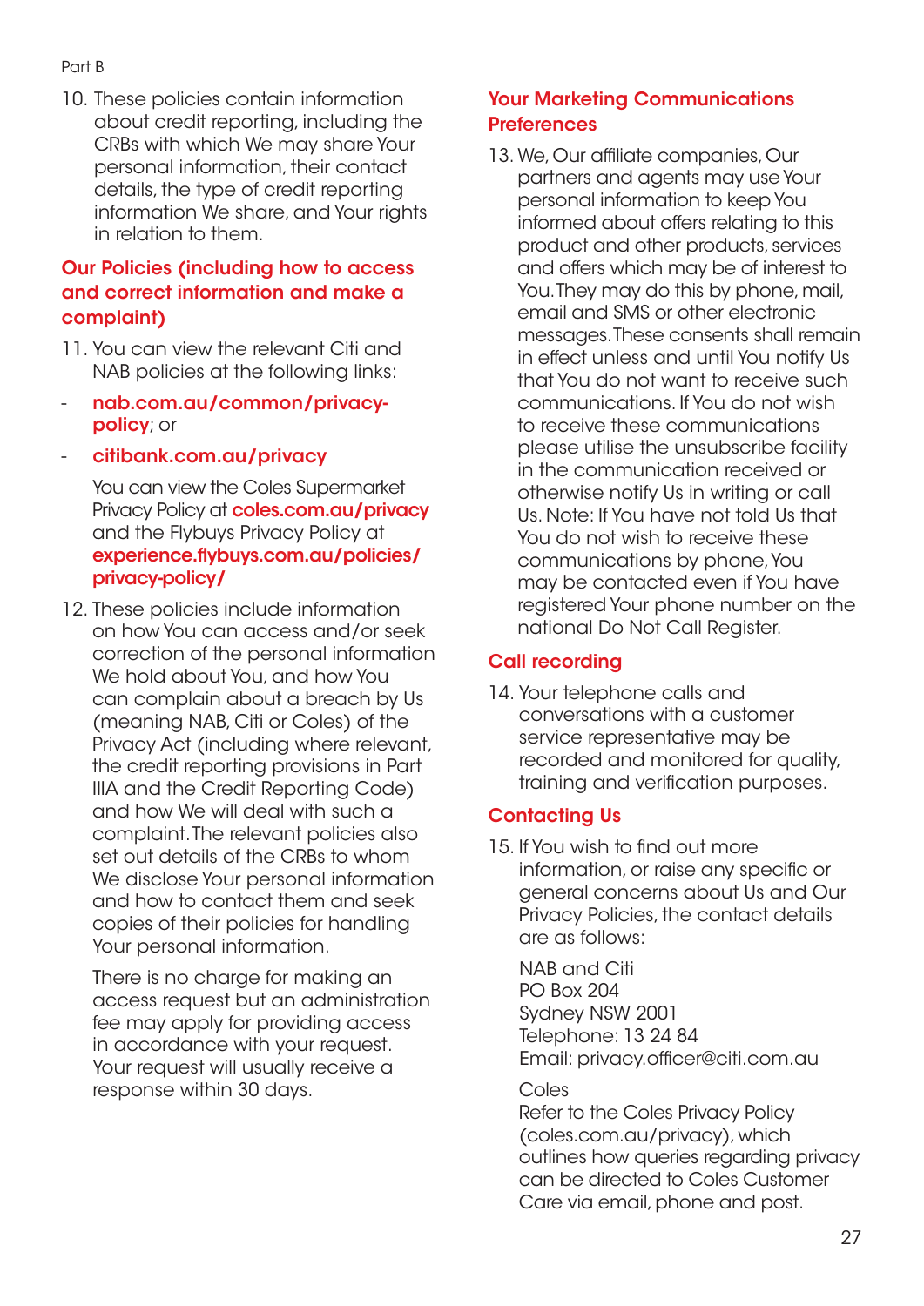Part B

10. These policies contain information about credit reporting, including the CRBs with which We may share Your personal information, their contact details, the type of credit reporting information We share, and Your rights in relation to them.

## Our Policies (including how to access and correct information and make a complaint)

11. You can view the relevant Citi and NAB policies at the following links:

- **nab.com.au/common/privacy-policy**; or
- **citibank.com.au/privacy**

You can view the Coles Supermarket Privacy Policy at **coles.com.au/privacy** and the Flybuys Privacy Policy at **experience.flybuys.com.au/policies/privacy-policy/**

12. These policies include information on how You can access and/or seek correction of the personal information We hold about You, and how You can complain about a breach by Us (meaning NAB, Citi or Coles) of the Privacy Act (including where relevant, the credit reporting provisions in Part IIIA and the Credit Reporting Code) and how We will deal with such a complaint. The relevant policies also set out details of the CRBs to whom We disclose Your personal information and how to contact them and seek copies of their policies for handling Your personal information.

    There is no charge for making an access request but an administration fee may apply for providing access in accordance with your request. Your request will usually receive a response within 30 days.

## Your Marketing Communications Preferences

13. We, Our affiliate companies, Our partners and agents may use Your personal information to keep You informed about offers relating to this product and other products, services and offers which may be of interest to You. They may do this by phone, mail, email and SMS or other electronic messages. These consents shall remain in effect unless and until You notify Us that You do not want to receive such communications. If You do not wish to receive these communications please utilise the unsubscribe facility in the communication received or otherwise notify Us in writing or call Us. Note: If You have not told Us that You do not wish to receive these communications by phone, You may be contacted even if You have registered Your phone number on the national Do Not Call Register.

## Call recording

14. Your telephone calls and conversations with a customer service representative may be recorded and monitored for quality, training and verification purposes.

## Contacting Us

15. If You wish to find out more information, or raise any specific or general concerns about Us and Our Privacy Policies, the contact details are as follows:

    NAB and Citi
    PO Box 204
    Sydney NSW 2001
    Telephone: 13 24 84
    Email: privacy.officer@citi.com.au

    Coles
    Refer to the Coles Privacy Policy (coles.com.au/privacy), which outlines how queries regarding privacy can be directed to Coles Customer Care via email, phone and post.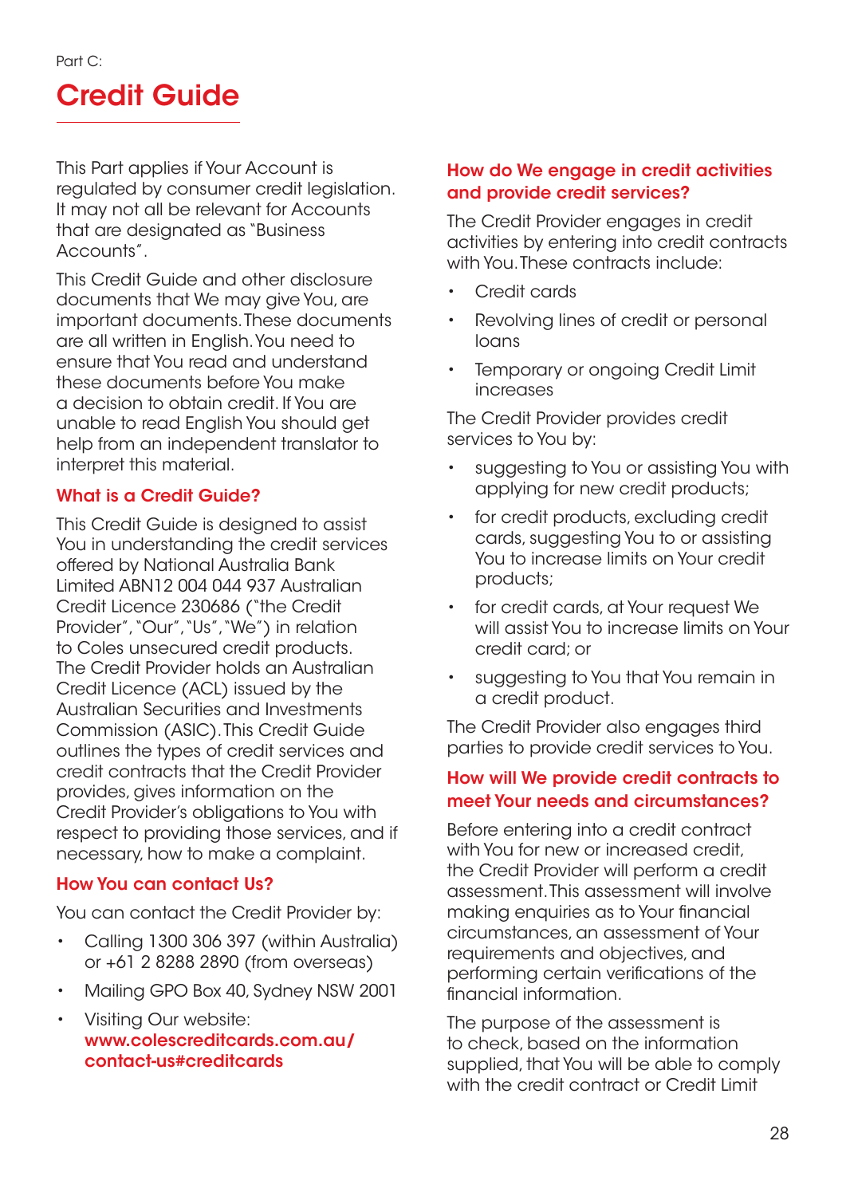Part C:

# Credit Guide

This Part applies if Your Account is regulated by consumer credit legislation. It may not all be relevant for Accounts that are designated as "Business Accounts".

This Credit Guide and other disclosure documents that We may give You, are important documents. These documents are all written in English. You need to ensure that You read and understand these documents before You make a decision to obtain credit. If You are unable to read English You should get help from an independent translator to interpret this material.

## What is a Credit Guide?

This Credit Guide is designed to assist You in understanding the credit services offered by National Australia Bank Limited ABN12 004 044 937 Australian Credit Licence 230686 ("the Credit Provider", "Our", "Us", "We") in relation to Coles unsecured credit products. The Credit Provider holds an Australian Credit Licence (ACL) issued by the Australian Securities and Investments Commission (ASIC). This Credit Guide outlines the types of credit services and credit contracts that the Credit Provider provides, gives information on the Credit Provider's obligations to You with respect to providing those services, and if necessary, how to make a complaint.

## How You can contact Us?

You can contact the Credit Provider by:

- Calling 1300 306 397 (within Australia) or +61 2 8288 2890 (from overseas)
- Mailing GPO Box 40, Sydney NSW 2001
- Visiting Our website: **www.colescreditcards.com.au/contact-us#creditcards**

## How do We engage in credit activities and provide credit services?

The Credit Provider engages in credit activities by entering into credit contracts with You. These contracts include:

- Credit cards
- Revolving lines of credit or personal loans
- Temporary or ongoing Credit Limit increases

The Credit Provider provides credit services to You by:

- suggesting to You or assisting You with applying for new credit products;
- for credit products, excluding credit cards, suggesting You to or assisting You to increase limits on Your credit products;
- for credit cards, at Your request We will assist You to increase limits on Your credit card; or
- suggesting to You that You remain in a credit product.

The Credit Provider also engages third parties to provide credit services to You.

## How will We provide credit contracts to meet Your needs and circumstances?

Before entering into a credit contract with You for new or increased credit, the Credit Provider will perform a credit assessment. This assessment will involve making enquiries as to Your financial circumstances, an assessment of Your requirements and objectives, and performing certain verifications of the financial information.

The purpose of the assessment is to check, based on the information supplied, that You will be able to comply with the credit contract or Credit Limit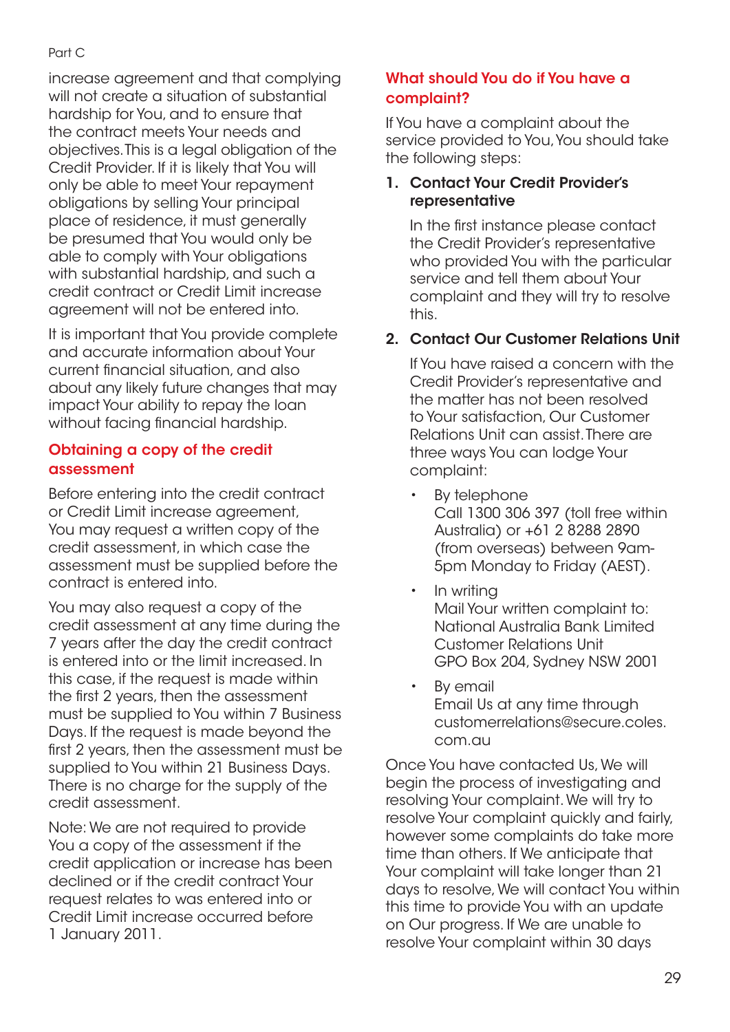increase agreement and that complying will not create a situation of substantial hardship for You, and to ensure that the contract meets Your needs and objectives. This is a legal obligation of the Credit Provider. If it is likely that You will only be able to meet Your repayment obligations by selling Your principal place of residence, it must generally be presumed that You would only be able to comply with Your obligations with substantial hardship, and such a credit contract or Credit Limit increase agreement will not be entered into.

It is important that You provide complete and accurate information about Your current financial situation, and also about any likely future changes that may impact Your ability to repay the loan without facing financial hardship.

## Obtaining a copy of the credit assessment

Before entering into the credit contract or Credit Limit increase agreement, You may request a written copy of the credit assessment, in which case the assessment must be supplied before the contract is entered into.

You may also request a copy of the credit assessment at any time during the 7 years after the day the credit contract is entered into or the limit increased. In this case, if the request is made within the first 2 years, then the assessment must be supplied to You within 7 Business Days. If the request is made beyond the first 2 years, then the assessment must be supplied to You within 21 Business Days. There is no charge for the supply of the credit assessment.

Note: We are not required to provide You a copy of the assessment if the credit application or increase has been declined or if the credit contract Your request relates to was entered into or Credit Limit increase occurred before 1 January 2011.

## What should You do if You have a complaint?

If You have a complaint about the service provided to You, You should take the following steps:

1. **Contact Your Credit Provider's representative**

   In the first instance please contact the Credit Provider's representative who provided You with the particular service and tell them about Your complaint and they will try to resolve this.

2. **Contact Our Customer Relations Unit**

   If You have raised a concern with the Credit Provider's representative and the matter has not been resolved to Your satisfaction, Our Customer Relations Unit can assist. There are three ways You can lodge Your complaint:

   - By telephone
     Call 1300 306 397 (toll free within Australia) or +61 2 8288 2890 (from overseas) between 9am-5pm Monday to Friday (AEST).
   - In writing
     Mail Your written complaint to:
     National Australia Bank Limited
     Customer Relations Unit
     GPO Box 204, Sydney NSW 2001
   - By email
     Email Us at any time through customerrelations@secure.coles.com.au

Once You have contacted Us, We will begin the process of investigating and resolving Your complaint. We will try to resolve Your complaint quickly and fairly, however some complaints do take more time than others. If We anticipate that Your complaint will take longer than 21 days to resolve, We will contact You within this time to provide You with an update on Our progress. If We are unable to resolve Your complaint within 30 days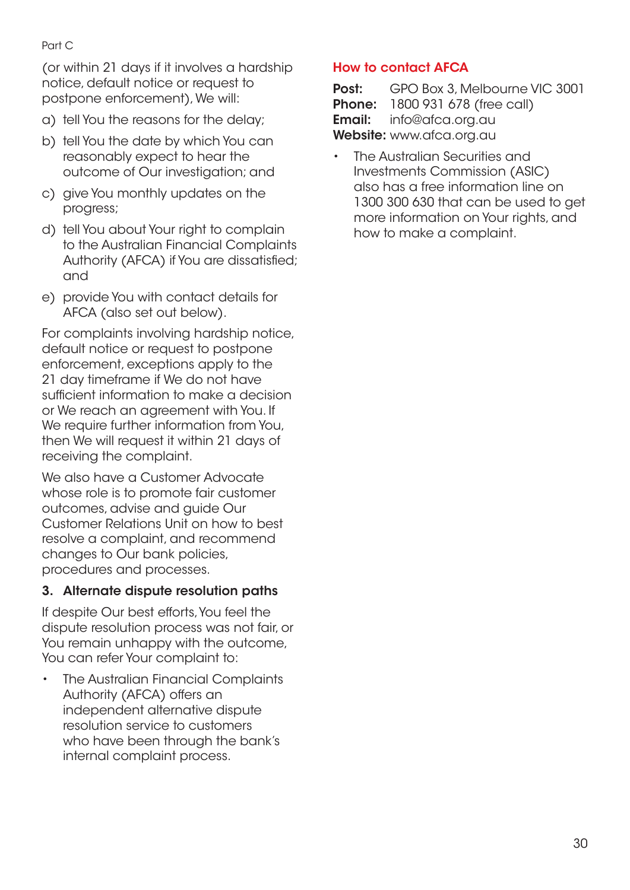(or within 21 days if it involves a hardship notice, default notice or request to postpone enforcement), We will:

a) tell You the reasons for the delay;

b) tell You the date by which You can reasonably expect to hear the outcome of Our investigation; and

c) give You monthly updates on the progress;

d) tell You about Your right to complain to the Australian Financial Complaints Authority (AFCA) if You are dissatisfied; and

e) provide You with contact details for AFCA (also set out below).

For complaints involving hardship notice, default notice or request to postpone enforcement, exceptions apply to the 21 day timeframe if We do not have sufficient information to make a decision or We reach an agreement with You. If We require further information from You, then We will request it within 21 days of receiving the complaint.

We also have a Customer Advocate whose role is to promote fair customer outcomes, advise and guide Our Customer Relations Unit on how to best resolve a complaint, and recommend changes to Our bank policies, procedures and processes.

### 3. Alternate dispute resolution paths

If despite Our best efforts, You feel the dispute resolution process was not fair, or You remain unhappy with the outcome, You can refer Your complaint to:

- The Australian Financial Complaints Authority (AFCA) offers an independent alternative dispute resolution service to customers who have been through the bank's internal complaint process.

### How to contact AFCA

**Post:** GPO Box 3, Melbourne VIC 3001
**Phone:** 1800 931 678 (free call)
**Email:** info@afca.org.au
**Website:** www.afca.org.au

- The Australian Securities and Investments Commission (ASIC) also has a free information line on 1300 300 630 that can be used to get more information on Your rights, and how to make a complaint.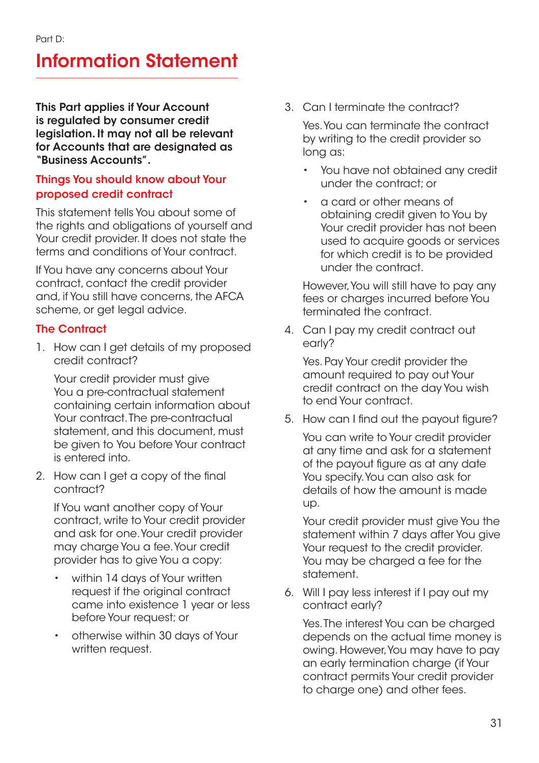Part D:

# Information Statement

**This Part applies if Your Account is regulated by consumer credit legislation. It may not all be relevant for Accounts that are designated as "Business Accounts".**

## Things You should know about Your proposed credit contract

This statement tells You about some of the rights and obligations of yourself and Your credit provider. It does not state the terms and conditions of Your contract.

If You have any concerns about Your contract, contact the credit provider and, if You still have concerns, the AFCA scheme, or get legal advice.

## The Contract

1. How can I get details of my proposed credit contract?

   Your credit provider must give You a pre-contractual statement containing certain information about Your contract. The pre-contractual statement, and this document, must be given to You before Your contract is entered into.

2. How can I get a copy of the final contract?

   If You want another copy of Your contract, write to Your credit provider and ask for one. Your credit provider may charge You a fee. Your credit provider has to give You a copy:

   - within 14 days of Your written request if the original contract came into existence 1 year or less before Your request; or
   - otherwise within 30 days of Your written request.

3. Can I terminate the contract?

   Yes. You can terminate the contract by writing to the credit provider so long as:

   - You have not obtained any credit under the contract; or
   - a card or other means of obtaining credit given to You by Your credit provider has not been used to acquire goods or services for which credit is to be provided under the contract.

   However, You will still have to pay any fees or charges incurred before You terminated the contract.

4. Can I pay my credit contract out early?

   Yes. Pay Your credit provider the amount required to pay out Your credit contract on the day You wish to end Your contract.

5. How can I find out the payout figure?

   You can write to Your credit provider at any time and ask for a statement of the payout figure as at any date You specify. You can also ask for details of how the amount is made up.

   Your credit provider must give You the statement within 7 days after You give Your request to the credit provider. You may be charged a fee for the statement.

6. Will I pay less interest if I pay out my contract early?

   Yes. The interest You can be charged depends on the actual time money is owing. However, You may have to pay an early termination charge (if Your contract permits Your credit provider to charge one) and other fees.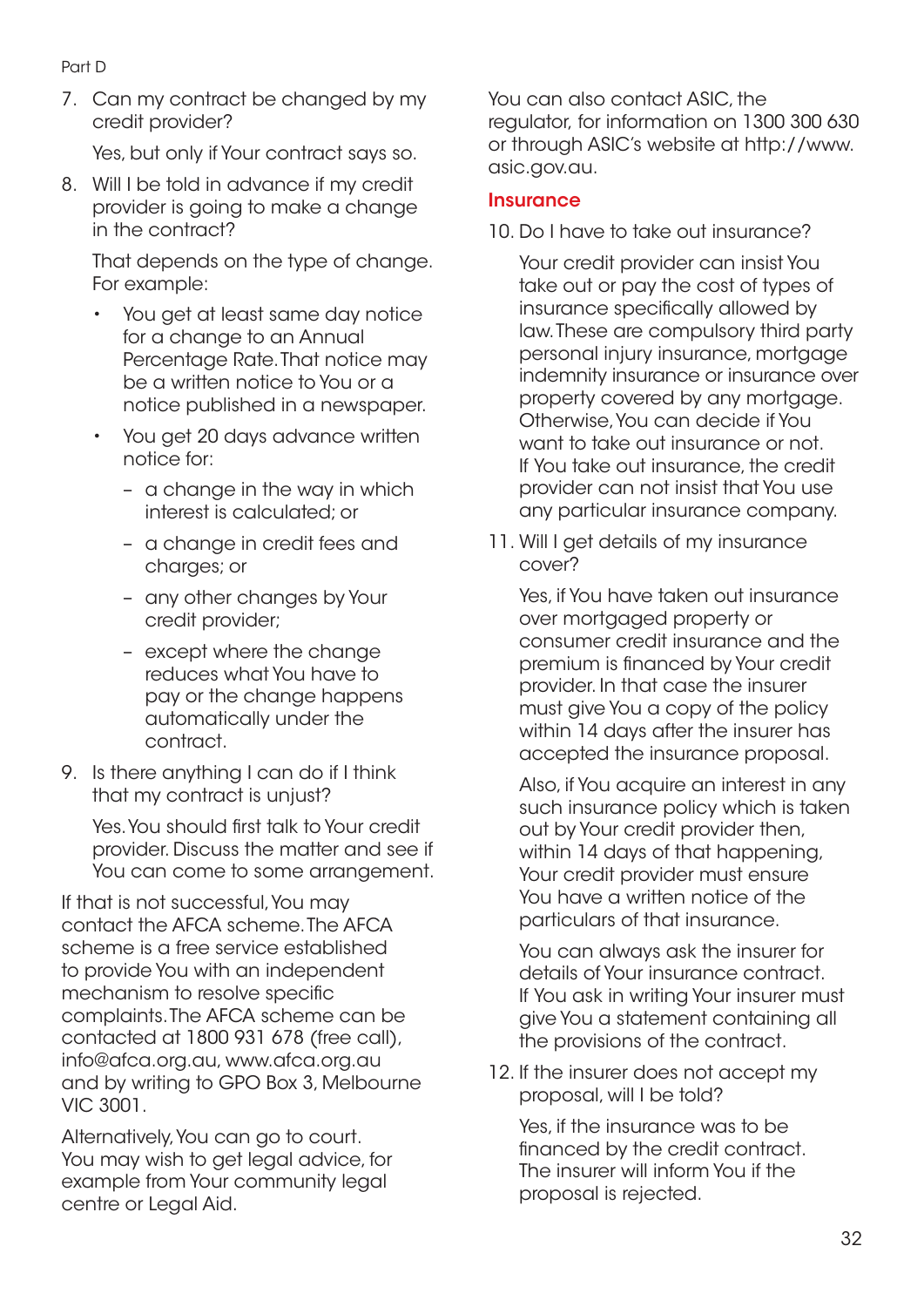Part D

7. Can my contract be changed by my credit provider?

   Yes, but only if Your contract says so.

8. Will I be told in advance if my credit provider is going to make a change in the contract?

   That depends on the type of change. For example:

   - You get at least same day notice for a change to an Annual Percentage Rate. That notice may be a written notice to You or a notice published in a newspaper.
   - You get 20 days advance written notice for:
     - a change in the way in which interest is calculated; or
     - a change in credit fees and charges; or
     - any other changes by Your credit provider;
     - except where the change reduces what You have to pay or the change happens automatically under the contract.

9. Is there anything I can do if I think that my contract is unjust?

   Yes. You should first talk to Your credit provider. Discuss the matter and see if You can come to some arrangement.

If that is not successful, You may contact the AFCA scheme. The AFCA scheme is a free service established to provide You with an independent mechanism to resolve specific complaints. The AFCA scheme can be contacted at 1800 931 678 (free call), info@afca.org.au, www.afca.org.au and by writing to GPO Box 3, Melbourne VIC 3001.

Alternatively, You can go to court. You may wish to get legal advice, for example from Your community legal centre or Legal Aid.

You can also contact ASIC, the regulator, for information on 1300 300 630 or through ASIC's website at http://www.asic.gov.au.

## Insurance

10. Do I have to take out insurance?

    Your credit provider can insist You take out or pay the cost of types of insurance specifically allowed by law. These are compulsory third party personal injury insurance, mortgage indemnity insurance or insurance over property covered by any mortgage. Otherwise, You can decide if You want to take out insurance or not. If You take out insurance, the credit provider can not insist that You use any particular insurance company.

11. Will I get details of my insurance cover?

    Yes, if You have taken out insurance over mortgaged property or consumer credit insurance and the premium is financed by Your credit provider. In that case the insurer must give You a copy of the policy within 14 days after the insurer has accepted the insurance proposal.

    Also, if You acquire an interest in any such insurance policy which is taken out by Your credit provider then, within 14 days of that happening, Your credit provider must ensure You have a written notice of the particulars of that insurance.

    You can always ask the insurer for details of Your insurance contract. If You ask in writing Your insurer must give You a statement containing all the provisions of the contract.

12. If the insurer does not accept my proposal, will I be told?

    Yes, if the insurance was to be financed by the credit contract. The insurer will inform You if the proposal is rejected.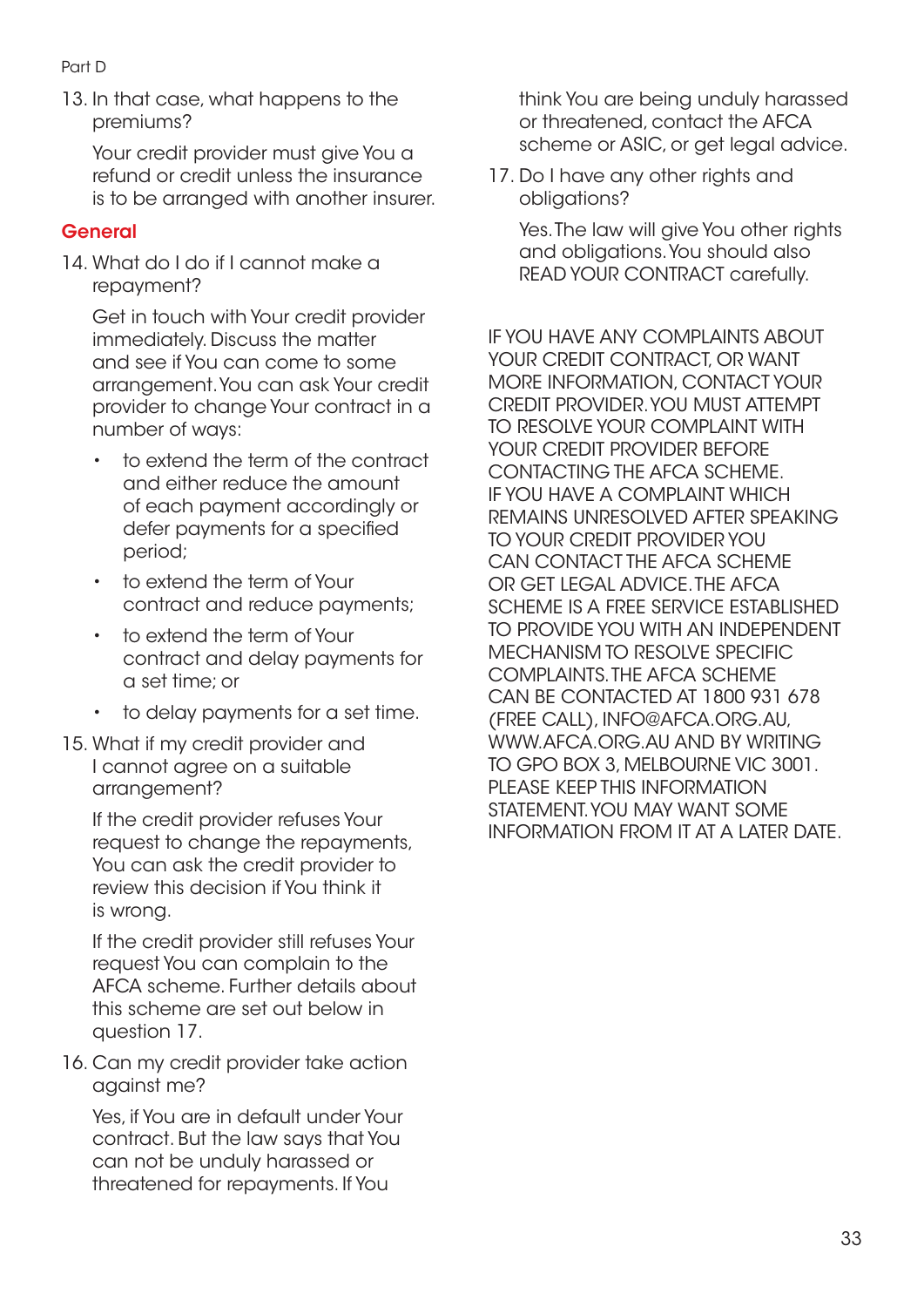13. In that case, what happens to the premiums?

    Your credit provider must give You a refund or credit unless the insurance is to be arranged with another insurer.

## General

14. What do I do if I cannot make a repayment?

    Get in touch with Your credit provider immediately. Discuss the matter and see if You can come to some arrangement. You can ask Your credit provider to change Your contract in a number of ways:

    - to extend the term of the contract and either reduce the amount of each payment accordingly or defer payments for a specified period;
    - to extend the term of Your contract and reduce payments;
    - to extend the term of Your contract and delay payments for a set time; or
    - to delay payments for a set time.

15. What if my credit provider and I cannot agree on a suitable arrangement?

    If the credit provider refuses Your request to change the repayments, You can ask the credit provider to review this decision if You think it is wrong.

    If the credit provider still refuses Your request You can complain to the AFCA scheme. Further details about this scheme are set out below in question 17.

16. Can my credit provider take action against me?

    Yes, if You are in default under Your contract. But the law says that You can not be unduly harassed or threatened for repayments. If You think You are being unduly harassed or threatened, contact the AFCA scheme or ASIC, or get legal advice.

17. Do I have any other rights and obligations?

    Yes. The law will give You other rights and obligations. You should also READ YOUR CONTRACT carefully.

IF YOU HAVE ANY COMPLAINTS ABOUT YOUR CREDIT CONTRACT, OR WANT MORE INFORMATION, CONTACT YOUR CREDIT PROVIDER. YOU MUST ATTEMPT TO RESOLVE YOUR COMPLAINT WITH YOUR CREDIT PROVIDER BEFORE CONTACTING THE AFCA SCHEME. IF YOU HAVE A COMPLAINT WHICH REMAINS UNRESOLVED AFTER SPEAKING TO YOUR CREDIT PROVIDER YOU CAN CONTACT THE AFCA SCHEME OR GET LEGAL ADVICE. THE AFCA SCHEME IS A FREE SERVICE ESTABLISHED TO PROVIDE YOU WITH AN INDEPENDENT MECHANISM TO RESOLVE SPECIFIC COMPLAINTS. THE AFCA SCHEME CAN BE CONTACTED AT 1800 931 678 (FREE CALL), INFO@AFCA.ORG.AU, WWW.AFCA.ORG.AU AND BY WRITING TO GPO BOX 3, MELBOURNE VIC 3001. PLEASE KEEP THIS INFORMATION STATEMENT. YOU MAY WANT SOME INFORMATION FROM IT AT A LATER DATE.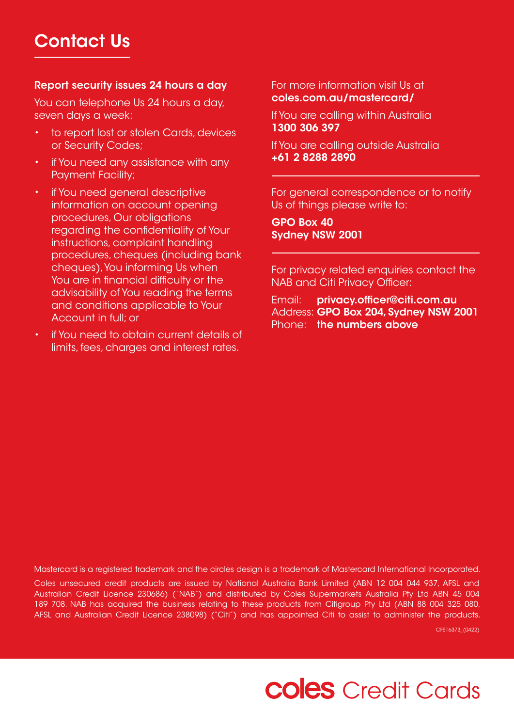# Contact Us

**Report security issues 24 hours a day**

You can telephone Us 24 hours a day, seven days a week:

- to report lost or stolen Cards, devices or Security Codes;
- if You need any assistance with any Payment Facility;
- if You need general descriptive information on account opening procedures, Our obligations regarding the confidentiality of Your instructions, complaint handling procedures, cheques (including bank cheques), You informing Us when You are in financial difficulty or the advisability of You reading the terms and conditions applicable to Your Account in full; or
- if You need to obtain current details of limits, fees, charges and interest rates.

For more information visit Us at **coles.com.au/mastercard/**

If You are calling within Australia **1300 306 397**

If You are calling outside Australia **+61 2 8288 2890**

---

For general correspondence or to notify Us of things please write to:

**GPO Box 40**
**Sydney NSW 2001**

---

For privacy related enquiries contact the NAB and Citi Privacy Officer:

Email: **privacy.officer@citi.com.au**
Address: **GPO Box 204, Sydney NSW 2001**
Phone: **the numbers above**

Mastercard is a registered trademark and the circles design is a trademark of Mastercard International Incorporated.

Coles unsecured credit products are issued by National Australia Bank Limited (ABN 12 004 044 937, AFSL and Australian Credit Licence 230686) ("NAB") and distributed by Coles Supermarkets Australia Pty Ltd ABN 45 004 189 708. NAB has acquired the business relating to these products from Citigroup Pty Ltd (ABN 88 004 325 080, AFSL and Australian Credit Licence 238098) ("Citi") and has appointed Citi to assist to administer the products.

CFS16373_(0422)

**coles** Credit Cards